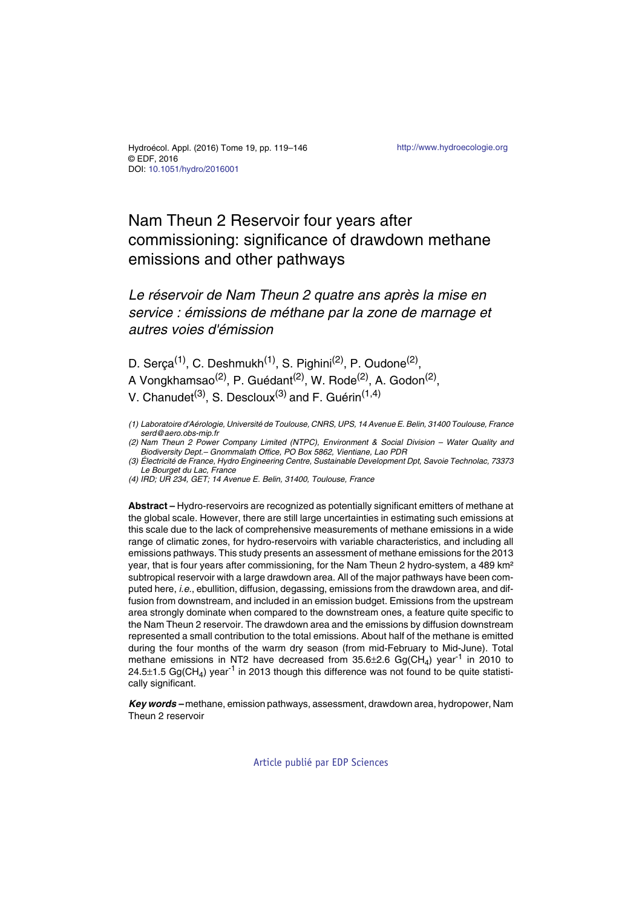Hydroécol. Appl. (2016) Tome 19, pp. 119–146
© EDF, 2016
DOI: 10.1051/hydro/2016001

http://www.hydroecologie.org

# Nam Theun 2 Reservoir four years after commissioning: significance of drawdown methane emissions and other pathways

## *Le réservoir de Nam Theun 2 quatre ans après la mise en service : émissions de méthane par la zone de marnage et autres voies d'émission*

D. Serça[1], C. Deshmukh[1], S. Pighini[2], P. Oudone[2], A Vongkhamsao[2], P. Guédant[2], W. Rode[2], A. Godon[2], V. Chanudet[3], S. Descloux[3] and F. Guérin[1,4]

*(1) Laboratoire d'Aérologie, Université de Toulouse, CNRS, UPS, 14 Avenue E. Belin, 31400 Toulouse, France serd@aero.obs-mip.fr*

*(2) Nam Theun 2 Power Company Limited (NTPC), Environment & Social Division – Water Quality and Biodiversity Dept.– Gnommalath Office, PO Box 5862, Vientiane, Lao PDR*

*(3) Électricité de France, Hydro Engineering Centre, Sustainable Development Dpt, Savoie Technolac, 73373 Le Bourget du Lac, France*

*(4) IRD; UR 234, GET; 14 Avenue E. Belin, 31400, Toulouse, France*

**Abstract –** Hydro-reservoirs are recognized as potentially significant emitters of methane at the global scale. However, there are still large uncertainties in estimating such emissions at this scale due to the lack of comprehensive measurements of methane emissions in a wide range of climatic zones, for hydro-reservoirs with variable characteristics, and including all emissions pathways. This study presents an assessment of methane emissions for the 2013 year, that is four years after commissioning, for the Nam Theun 2 hydro-system, a 489 km² subtropical reservoir with a large drawdown area. All of the major pathways have been computed here, *i.e.*, ebullition, diffusion, degassing, emissions from the drawdown area, and diffusion from downstream, and included in an emission budget. Emissions from the upstream area strongly dominate when compared to the downstream ones, a feature quite specific to the Nam Theun 2 reservoir. The drawdown area and the emissions by diffusion downstream represented a small contribution to the total emissions. About half of the methane is emitted during the four months of the warm dry season (from mid-February to Mid-June). Total methane emissions in NT2 have decreased from 35.6±2.6 Gg($CH_4$) year$^{-1}$ in 2010 to 24.5±1.5 Gg($CH_4$) year$^{-1}$ in 2013 though this difference was not found to be quite statistically significant.

***Key words –*** methane, emission pathways, assessment, drawdown area, hydropower, Nam Theun 2 reservoir

Article publié par EDP Sciences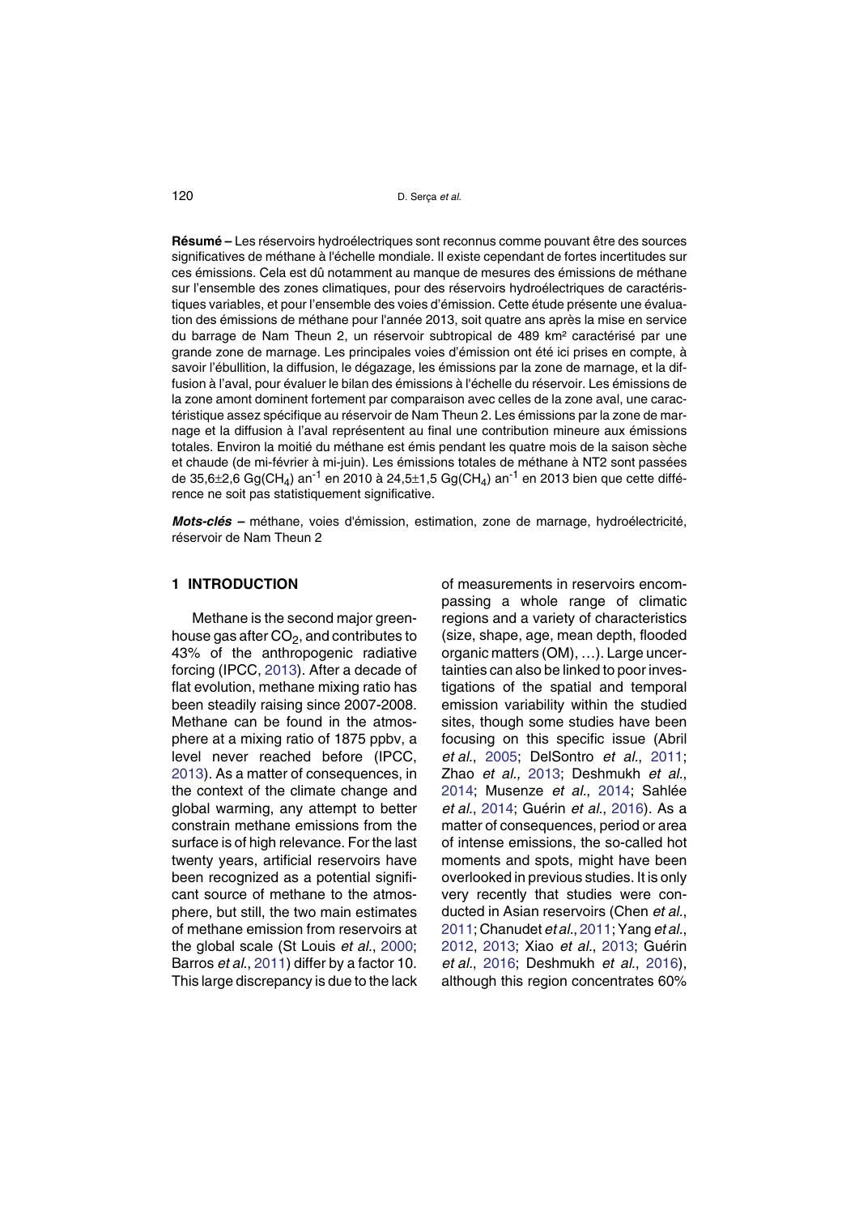**Résumé –** Les réservoirs hydroélectriques sont reconnus comme pouvant être des sources significatives de méthane à l'échelle mondiale. Il existe cependant de fortes incertitudes sur ces émissions. Cela est dû notamment au manque de mesures des émissions de méthane sur l'ensemble des zones climatiques, pour des réservoirs hydroélectriques de caractéristiques variables, et pour l'ensemble des voies d'émission. Cette étude présente une évaluation des émissions de méthane pour l'année 2013, soit quatre ans après la mise en service du barrage de Nam Theun 2, un réservoir subtropical de 489 km² caractérisé par une grande zone de marnage. Les principales voies d'émission ont été ici prises en compte, à savoir l'ébullition, la diffusion, le dégazage, les émissions par la zone de marnage, et la diffusion à l'aval, pour évaluer le bilan des émissions à l'échelle du réservoir. Les émissions de la zone amont dominent fortement par comparaison avec celles de la zone aval, une caractéristique assez spécifique au réservoir de Nam Theun 2. Les émissions par la zone de marnage et la diffusion à l'aval représentent au final une contribution mineure aux émissions totales. Environ la moitié du méthane est émis pendant les quatre mois de la saison sèche et chaude (de mi-février à mi-juin). Les émissions totales de méthane à NT2 sont passées de 35,6±2,6 Gg($CH_4$) an$^{-1}$ en 2010 à 24,5±1,5 Gg($CH_4$) an$^{-1}$ en 2013 bien que cette différence ne soit pas statistiquement significative.

***Mots-clés*** – méthane, voies d'émission, estimation, zone de marnage, hydroélectricité, réservoir de Nam Theun 2

## 1 INTRODUCTION

Methane is the second major greenhouse gas after $CO_2$, and contributes to 43% of the anthropogenic radiative forcing (IPCC, 2013). After a decade of flat evolution, methane mixing ratio has been steadily raising since 2007-2008. Methane can be found in the atmosphere at a mixing ratio of 1875 ppbv, a level never reached before (IPCC, 2013). As a matter of consequences, in the context of the climate change and global warming, any attempt to better constrain methane emissions from the surface is of high relevance. For the last twenty years, artificial reservoirs have been recognized as a potential significant source of methane to the atmosphere, but still, the two main estimates of methane emission from reservoirs at the global scale (St Louis *et al.*, 2000; Barros *et al.*, 2011) differ by a factor 10. This large discrepancy is due to the lack of measurements in reservoirs encompassing a whole range of climatic regions and a variety of characteristics (size, shape, age, mean depth, flooded organic matters (OM), …). Large uncertainties can also be linked to poor investigations of the spatial and temporal emission variability within the studied sites, though some studies have been focusing on this specific issue (Abril *et al.*, 2005; DelSontro *et al.*, 2011; Zhao *et al.,* 2013; Deshmukh *et al.*, 2014; Musenze *et al.*, 2014; Sahlée *et al.*, 2014; Guérin *et al.*, 2016). As a matter of consequences, period or area of intense emissions, the so-called hot moments and spots, might have been overlooked in previous studies. It is only very recently that studies were conducted in Asian reservoirs (Chen *et al.*, 2011; Chanudet *et al.*, 2011; Yang *et al.*, 2012, 2013; Xiao *et al.*, 2013; Guérin *et al.*, 2016; Deshmukh *et al.*, 2016), although this region concentrates 60%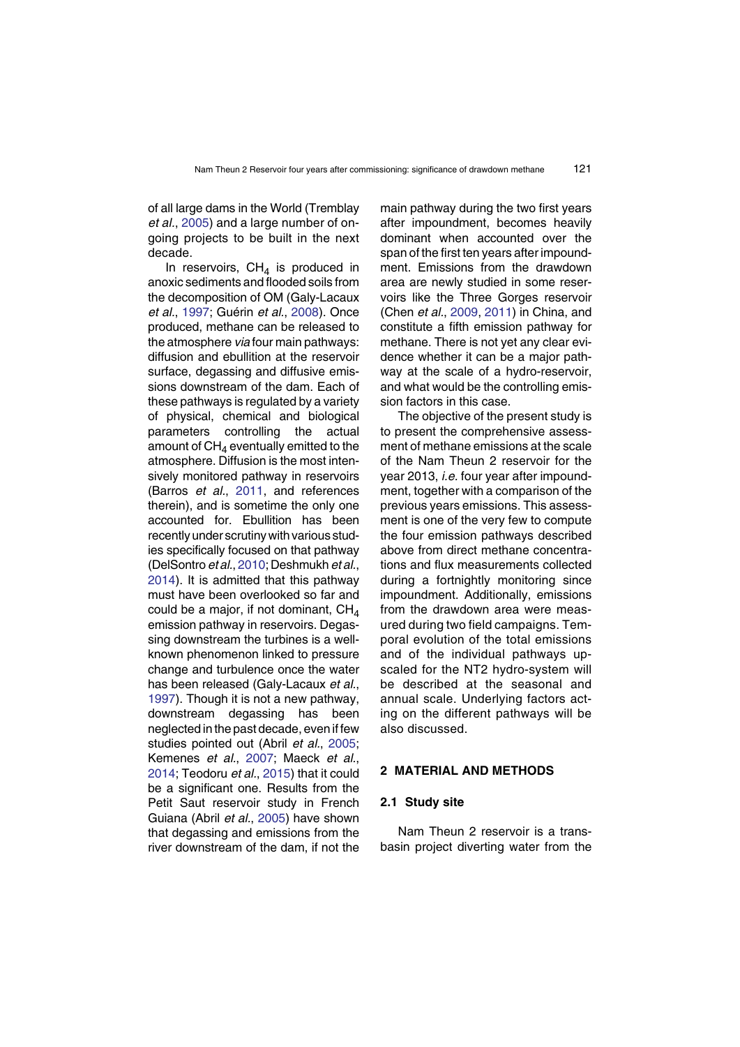of all large dams in the World (Tremblay *et al.*, 2005) and a large number of on-going projects to be built in the next decade.

In reservoirs, $CH_4$ is produced in anoxic sediments and flooded soils from the decomposition of OM (Galy-Lacaux *et al.*, 1997; Guérin *et al.*, 2008). Once produced, methane can be released to the atmosphere *via* four main pathways: diffusion and ebullition at the reservoir surface, degassing and diffusive emissions downstream of the dam. Each of these pathways is regulated by a variety of physical, chemical and biological parameters controlling the actual amount of $CH_4$ eventually emitted to the atmosphere. Diffusion is the most intensively monitored pathway in reservoirs (Barros *et al.*, 2011, and references therein), and is sometime the only one accounted for. Ebullition has been recently under scrutiny with various studies specifically focused on that pathway (DelSontro *et al.*, 2010; Deshmukh *et al.*, 2014). It is admitted that this pathway must have been overlooked so far and could be a major, if not dominant, $CH_4$ emission pathway in reservoirs. Degassing downstream the turbines is a well-known phenomenon linked to pressure change and turbulence once the water has been released (Galy-Lacaux *et al.*, 1997). Though it is not a new pathway, downstream degassing has been neglected in the past decade, even if few studies pointed out (Abril *et al.*, 2005; Kemenes *et al.*, 2007; Maeck *et al.*, 2014; Teodoru *et al.*, 2015) that it could be a significant one. Results from the Petit Saut reservoir study in French Guiana (Abril *et al.*, 2005) have shown that degassing and emissions from the river downstream of the dam, if not the main pathway during the two first years after impoundment, becomes heavily dominant when accounted over the span of the first ten years after impoundment. Emissions from the drawdown area are newly studied in some reservoirs like the Three Gorges reservoir (Chen *et al.*, 2009, 2011) in China, and constitute a fifth emission pathway for methane. There is not yet any clear evidence whether it can be a major pathway at the scale of a hydro-reservoir, and what would be the controlling emission factors in this case.

The objective of the present study is to present the comprehensive assessment of methane emissions at the scale of the Nam Theun 2 reservoir for the year 2013, *i.e.* four year after impoundment, together with a comparison of the previous years emissions. This assessment is one of the very few to compute the four emission pathways described above from direct methane concentrations and flux measurements collected during a fortnightly monitoring since impoundment. Additionally, emissions from the drawdown area were measured during two field campaigns. Temporal evolution of the total emissions and of the individual pathways upscaled for the NT2 hydro-system will be described at the seasonal and annual scale. Underlying factors acting on the different pathways will be also discussed.

## 2 MATERIAL AND METHODS

### 2.1 Study site

Nam Theun 2 reservoir is a trans-basin project diverting water from the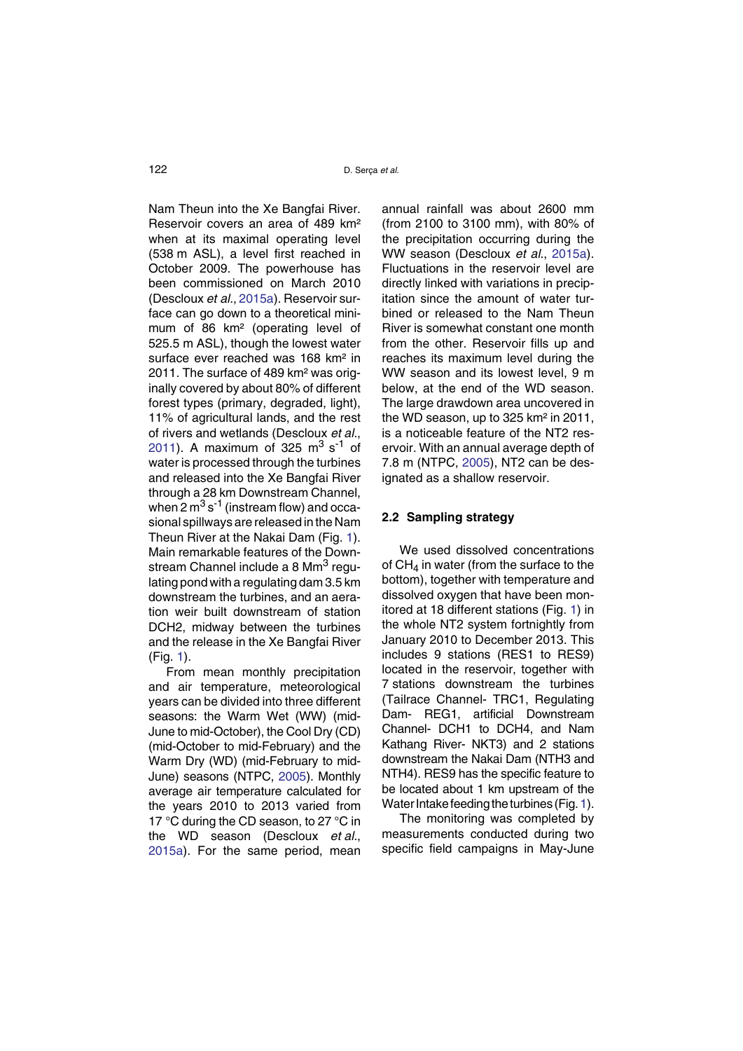Nam Theun into the Xe Bangfai River. Reservoir covers an area of 489 km² when at its maximal operating level (538 m ASL), a level first reached in October 2009. The powerhouse has been commissioned on March 2010 (Descloux *et al*., 2015a). Reservoir surface can go down to a theoretical minimum of 86 km² (operating level of 525.5 m ASL), though the lowest water surface ever reached was 168 km² in 2011. The surface of 489 km² was originally covered by about 80% of different forest types (primary, degraded, light), 11% of agricultural lands, and the rest of rivers and wetlands (Descloux *et al*., 2011). A maximum of 325 $m^3 s^{-1}$ of water is processed through the turbines and released into the Xe Bangfai River through a 28 km Downstream Channel, when 2 $m^3 s^{-1}$ (instream flow) and occasional spillways are released in the Nam Theun River at the Nakai Dam (Fig. 1). Main remarkable features of the Downstream Channel include a 8 $Mm^3$ regulating pond with a regulating dam 3.5 km downstream the turbines, and an aeration weir built downstream of station DCH2, midway between the turbines and the release in the Xe Bangfai River (Fig. 1).

From mean monthly precipitation and air temperature, meteorological years can be divided into three different seasons: the Warm Wet (WW) (mid-June to mid-October), the Cool Dry (CD) (mid-October to mid-February) and the Warm Dry (WD) (mid-February to mid-June) seasons (NTPC, 2005). Monthly average air temperature calculated for the years 2010 to 2013 varied from 17 °C during the CD season, to 27 °C in the WD season (Descloux *et al*., 2015a). For the same period, mean annual rainfall was about 2600 mm (from 2100 to 3100 mm), with 80% of the precipitation occurring during the WW season (Descloux *et al*., 2015a). Fluctuations in the reservoir level are directly linked with variations in precipitation since the amount of water turbined or released to the Nam Theun River is somewhat constant one month from the other. Reservoir fills up and reaches its maximum level during the WW season and its lowest level, 9 m below, at the end of the WD season. The large drawdown area uncovered in the WD season, up to 325 km² in 2011, is a noticeable feature of the NT2 reservoir. With an annual average depth of 7.8 m (NTPC, 2005), NT2 can be designated as a shallow reservoir.

## 2.2 Sampling strategy

We used dissolved concentrations of $CH_4$ in water (from the surface to the bottom), together with temperature and dissolved oxygen that have been monitored at 18 different stations (Fig. 1) in the whole NT2 system fortnightly from January 2010 to December 2013. This includes 9 stations (RES1 to RES9) located in the reservoir, together with 7 stations downstream the turbines (Tailrace Channel- TRC1, Regulating Dam- REG1, artificial Downstream Channel- DCH1 to DCH4, and Nam Kathang River- NKT3) and 2 stations downstream the Nakai Dam (NTH3 and NTH4). RES9 has the specific feature to be located about 1 km upstream of the Water Intake feeding the turbines (Fig. 1).

The monitoring was completed by measurements conducted during two specific field campaigns in May-June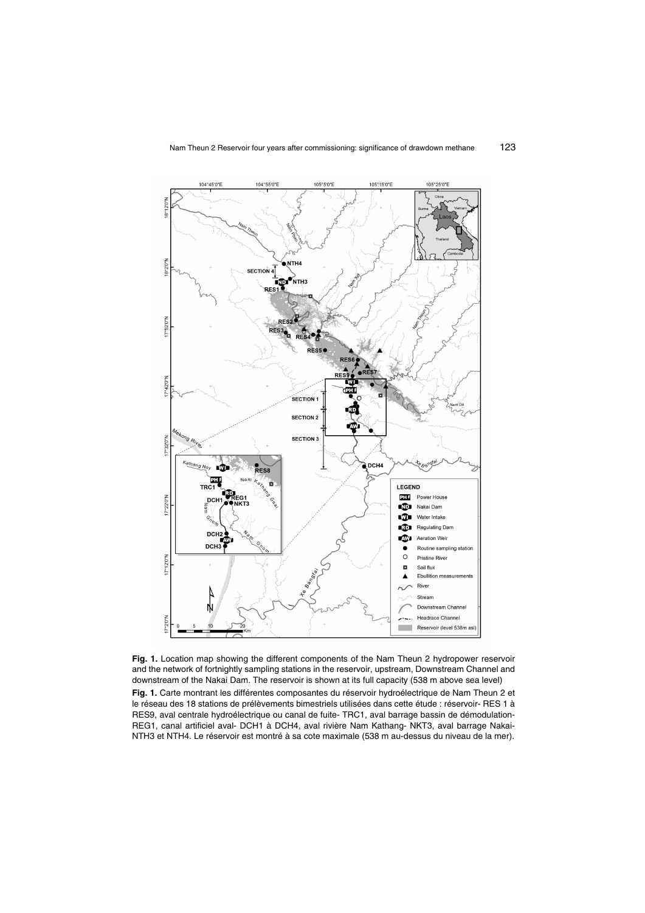**Fig. 1.** Location map showing the different components of the Nam Theun 2 hydropower reservoir and the network of fortnightly sampling stations in the reservoir, upstream, Downstream Channel and downstream of the Nakai Dam. The reservoir is shown at its full capacity (538 m above sea level)

**Fig. 1.** Carte montrant les différentes composantes du réservoir hydroélectrique de Nam Theun 2 et le réseau des 18 stations de prélèvements bimestriels utilisées dans cette étude : réservoir- RES 1 à RES9, aval centrale hydroélectrique ou canal de fuite- TRC1, aval barrage bassin de démodulation-REG1, canal artificiel aval- DCH1 à DCH4, aval rivière Nam Kathang- NKT3, aval barrage Nakai-NTH3 et NTH4. Le réservoir est montré à sa cote maximale (538 m au-dessus du niveau de la mer).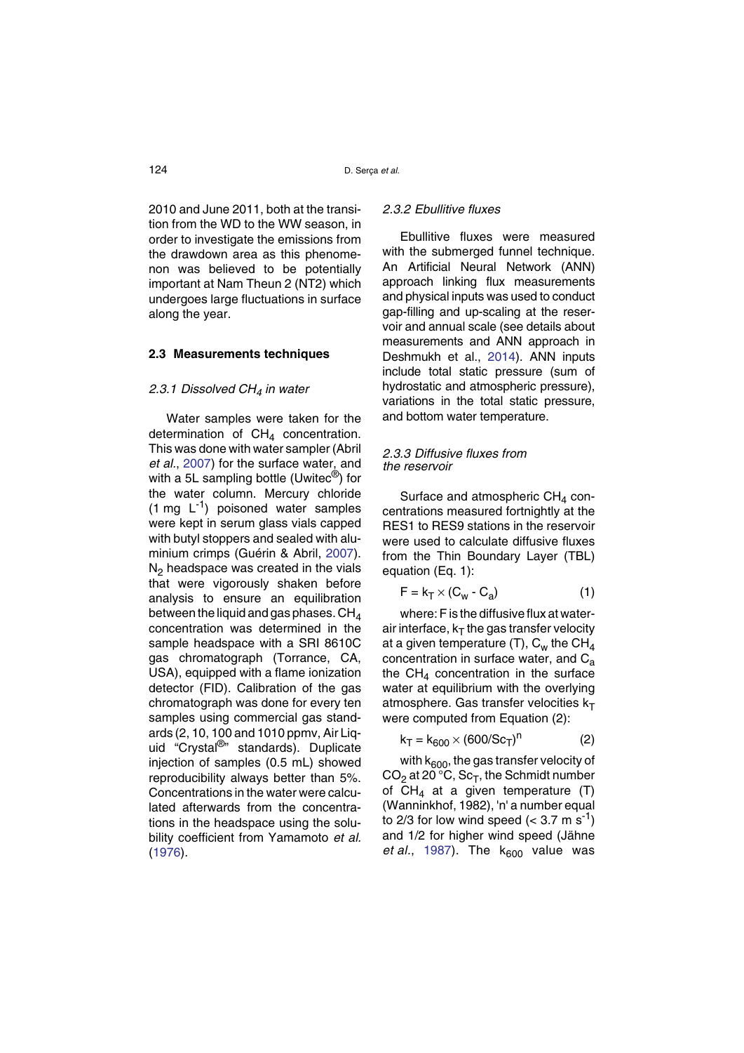2010 and June 2011, both at the transition from the WD to the WW season, in order to investigate the emissions from the drawdown area as this phenomenon was believed to be potentially important at Nam Theun 2 (NT2) which undergoes large fluctuations in surface along the year.

## 2.3 Measurements techniques

### *2.3.1 Dissolved $CH_4$ in water*

Water samples were taken for the determination of $CH_4$ concentration. This was done with water sampler (Abril *et al.*, 2007) for the surface water, and with a 5L sampling bottle (Uwitec®) for the water column. Mercury chloride (1 mg $L^{-1}$) poisoned water samples were kept in serum glass vials capped with butyl stoppers and sealed with aluminium crimps (Guérin & Abril, 2007). $N_2$ headspace was created in the vials that were vigorously shaken before analysis to ensure an equilibration between the liquid and gas phases. $CH_4$ concentration was determined in the sample headspace with a SRI 8610C gas chromatograph (Torrance, CA, USA), equipped with a flame ionization detector (FID). Calibration of the gas chromatograph was done for every ten samples using commercial gas standards (2, 10, 100 and 1010 ppmv, Air Liquid "Crystal®" standards). Duplicate injection of samples (0.5 mL) showed reproducibility always better than 5%. Concentrations in the water were calculated afterwards from the concentrations in the headspace using the solubility coefficient from Yamamoto *et al.* (1976).

### *2.3.2 Ebullitive fluxes*

Ebullitive fluxes were measured with the submerged funnel technique. An Artificial Neural Network (ANN) approach linking flux measurements and physical inputs was used to conduct gap-filling and up-scaling at the reservoir and annual scale (see details about measurements and ANN approach in Deshmukh et al., 2014). ANN inputs include total static pressure (sum of hydrostatic and atmospheric pressure), variations in the total static pressure, and bottom water temperature.

### *2.3.3 Diffusive fluxes from the reservoir*

Surface and atmospheric $CH_4$ concentrations measured fortnightly at the RES1 to RES9 stations in the reservoir were used to calculate diffusive fluxes from the Thin Boundary Layer (TBL) equation (Eq. 1):

$$F = k_T \times (C_w - C_a) \qquad (1)$$

where: F is the diffusive flux at water-air interface, $k_T$ the gas transfer velocity at a given temperature (T), $C_w$ the $CH_4$ concentration in surface water, and $C_a$ the $CH_4$ concentration in the surface water at equilibrium with the overlying atmosphere. Gas transfer velocities $k_T$ were computed from Equation (2):

$$k_T = k_{600} \times (600/Sc_T)^n \qquad (2)$$

with $k_{600}$, the gas transfer velocity of $CO_2$ at 20 °C, $Sc_T$, the Schmidt number of $CH_4$ at a given temperature (T) (Wanninkhof, 1982), 'n' a number equal to 2/3 for low wind speed (< 3.7 m $s^{-1}$) and 1/2 for higher wind speed (Jähne *et al.*, 1987). The $k_{600}$ value was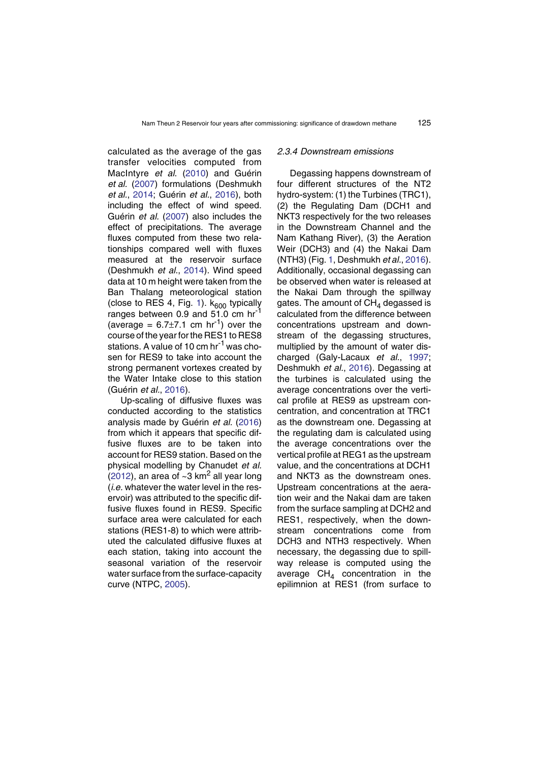calculated as the average of the gas transfer velocities computed from MacIntyre *et al.* (2010) and Guérin *et al.* (2007) formulations (Deshmukh *et al.*, 2014; Guérin *et al.*, 2016), both including the effect of wind speed. Guérin *et al.* (2007) also includes the effect of precipitations. The average fluxes computed from these two relationships compared well with fluxes measured at the reservoir surface (Deshmukh *et al.*, 2014). Wind speed data at 10 m height were taken from the Ban Thalang meteorological station (close to RES 4, Fig. 1). $k_{600}$ typically ranges between 0.9 and 51.0 cm hr$^{-1}$ (average = 6.7±7.1 cm hr$^{-1}$) over the course of the year for the RES1 to RES8 stations. A value of 10 cm hr$^{-1}$ was chosen for RES9 to take into account the strong permanent vortexes created by the Water Intake close to this station (Guérin *et al.*, 2016).

Up-scaling of diffusive fluxes was conducted according to the statistics analysis made by Guérin *et al.* (2016) from which it appears that specific diffusive fluxes are to be taken into account for RES9 station. Based on the physical modelling by Chanudet *et al.* (2012), an area of ~3 km$^2$ all year long (*i.e.* whatever the water level in the reservoir) was attributed to the specific diffusive fluxes found in RES9. Specific surface area were calculated for each stations (RES1-8) to which were attributed the calculated diffusive fluxes at each station, taking into account the seasonal variation of the reservoir water surface from the surface-capacity curve (NTPC, 2005).

#### *2.3.4 Downstream emissions*

Degassing happens downstream of four different structures of the NT2 hydro-system: (1) the Turbines (TRC1), (2) the Regulating Dam (DCH1 and NKT3 respectively for the two releases in the Downstream Channel and the Nam Kathang River), (3) the Aeration Weir (DCH3) and (4) the Nakai Dam (NTH3) (Fig. 1, Deshmukh *et al.*, 2016). Additionally, occasional degassing can be observed when water is released at the Nakai Dam through the spillway gates. The amount of $CH_4$ degassed is calculated from the difference between concentrations upstream and downstream of the degassing structures, multiplied by the amount of water discharged (Galy-Lacaux *et al.*, 1997; Deshmukh *et al.*, 2016). Degassing at the turbines is calculated using the average concentrations over the vertical profile at RES9 as upstream concentration, and concentration at TRC1 as the downstream one. Degassing at the regulating dam is calculated using the average concentrations over the vertical profile at REG1 as the upstream value, and the concentrations at DCH1 and NKT3 as the downstream ones. Upstream concentrations at the aeration weir and the Nakai dam are taken from the surface sampling at DCH2 and RES1, respectively, when the downstream concentrations come from DCH3 and NTH3 respectively. When necessary, the degassing due to spillway release is computed using the average $CH_4$ concentration in the epilimnion at RES1 (from surface to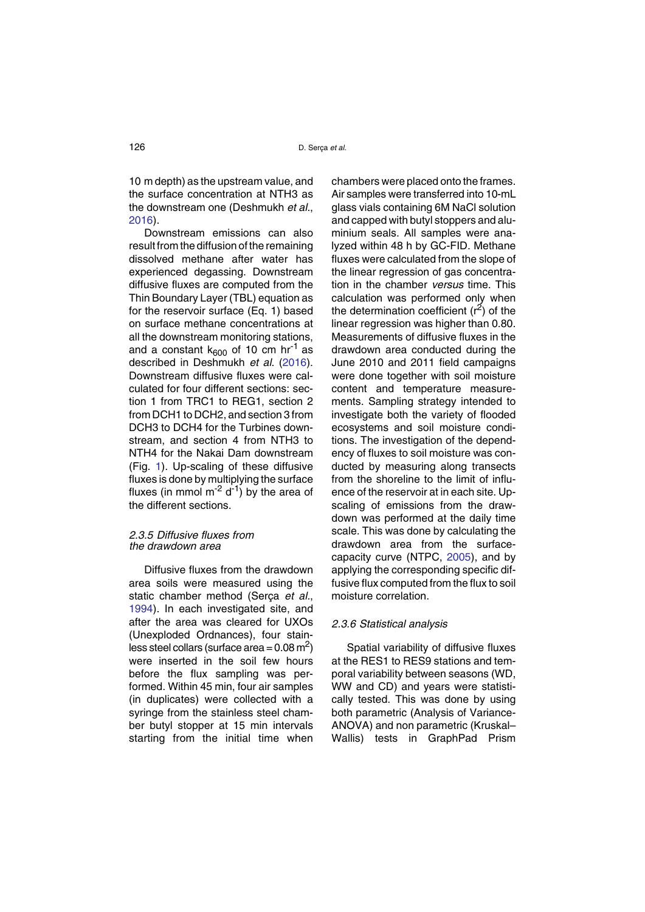10 m depth) as the upstream value, and the surface concentration at NTH3 as the downstream one (Deshmukh *et al.*, 2016).

Downstream emissions can also result from the diffusion of the remaining dissolved methane after water has experienced degassing. Downstream diffusive fluxes are computed from the Thin Boundary Layer (TBL) equation as for the reservoir surface (Eq. 1) based on surface methane concentrations at all the downstream monitoring stations, and a constant $k_{600}$ of 10 cm $hr^{-1}$ as described in Deshmukh *et al.* (2016). Downstream diffusive fluxes were calculated for four different sections: section 1 from TRC1 to REG1, section 2 from DCH1 to DCH2, and section 3 from DCH3 to DCH4 for the Turbines downstream, and section 4 from NTH3 to NTH4 for the Nakai Dam downstream (Fig. 1). Up-scaling of these diffusive fluxes is done by multiplying the surface fluxes (in mmol $m^{-2}$ $d^{-1}$) by the area of the different sections.

### 2.3.5 Diffusive fluxes from the drawdown area

Diffusive fluxes from the drawdown area soils were measured using the static chamber method (Serça *et al.*, 1994). In each investigated site, and after the area was cleared for UXOs (Unexploded Ordnances), four stainless steel collars (surface area = 0.08 $m^2$) were inserted in the soil few hours before the flux sampling was performed. Within 45 min, four air samples (in duplicates) were collected with a syringe from the stainless steel chamber butyl stopper at 15 min intervals starting from the initial time when chambers were placed onto the frames. Air samples were transferred into 10-mL glass vials containing 6M NaCl solution and capped with butyl stoppers and aluminium seals. All samples were analyzed within 48 h by GC-FID. Methane fluxes were calculated from the slope of the linear regression of gas concentration in the chamber *versus* time. This calculation was performed only when the determination coefficient ($r^2$) of the linear regression was higher than 0.80. Measurements of diffusive fluxes in the drawdown area conducted during the June 2010 and 2011 field campaigns were done together with soil moisture content and temperature measurements. Sampling strategy intended to investigate both the variety of flooded ecosystems and soil moisture conditions. The investigation of the dependency of fluxes to soil moisture was conducted by measuring along transects from the shoreline to the limit of influence of the reservoir at in each site. Upscaling of emissions from the drawdown was performed at the daily time scale. This was done by calculating the drawdown area from the surface-capacity curve (NTPC, 2005), and by applying the corresponding specific diffusive flux computed from the flux to soil moisture correlation.

### 2.3.6 Statistical analysis

Spatial variability of diffusive fluxes at the RES1 to RES9 stations and temporal variability between seasons (WD, WW and CD) and years were statistically tested. This was done by using both parametric (Analysis of Variance-ANOVA) and non parametric (Kruskal–Wallis) tests in GraphPad Prism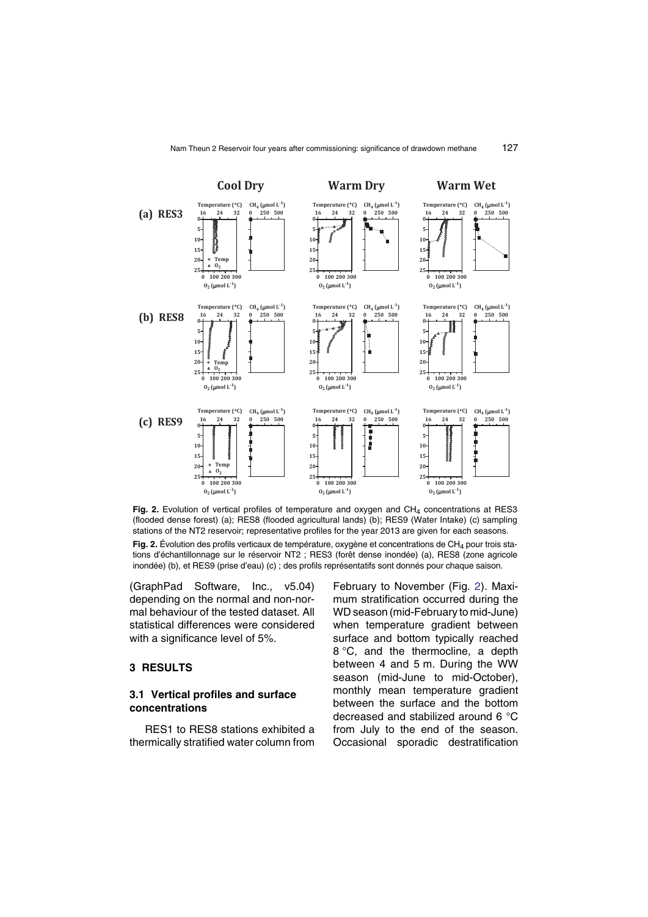**Fig. 2.** Evolution of vertical profiles of temperature and oxygen and $CH_4$ concentrations at RES3 (flooded dense forest) (a); RES8 (flooded agricultural lands) (b); RES9 (Water Intake) (c) sampling stations of the NT2 reservoir; representative profiles for the year 2013 are given for each seasons.

**Fig. 2.** Évolution des profils verticaux de température, oxygène et concentrations de $CH_4$ pour trois stations d'échantillonnage sur le réservoir NT2 ; RES3 (forêt dense inondée) (a), RES8 (zone agricole inondée) (b), et RES9 (prise d'eau) (c) ; des profils représentatifs sont donnés pour chaque saison.

(GraphPad Software, Inc., v5.04) depending on the normal and non-normal behaviour of the tested dataset. All statistical differences were considered with a significance level of 5%.

## 3 RESULTS

### 3.1 Vertical profiles and surface concentrations

RES1 to RES8 stations exhibited a thermically stratified water column from February to November (Fig. 2). Maximum stratification occurred during the WD season (mid-February to mid-June) when temperature gradient between surface and bottom typically reached 8 °C, and the thermocline, a depth between 4 and 5 m. During the WW season (mid-June to mid-October), monthly mean temperature gradient between the surface and the bottom decreased and stabilized around 6 °C from July to the end of the season. Occasional sporadic destratification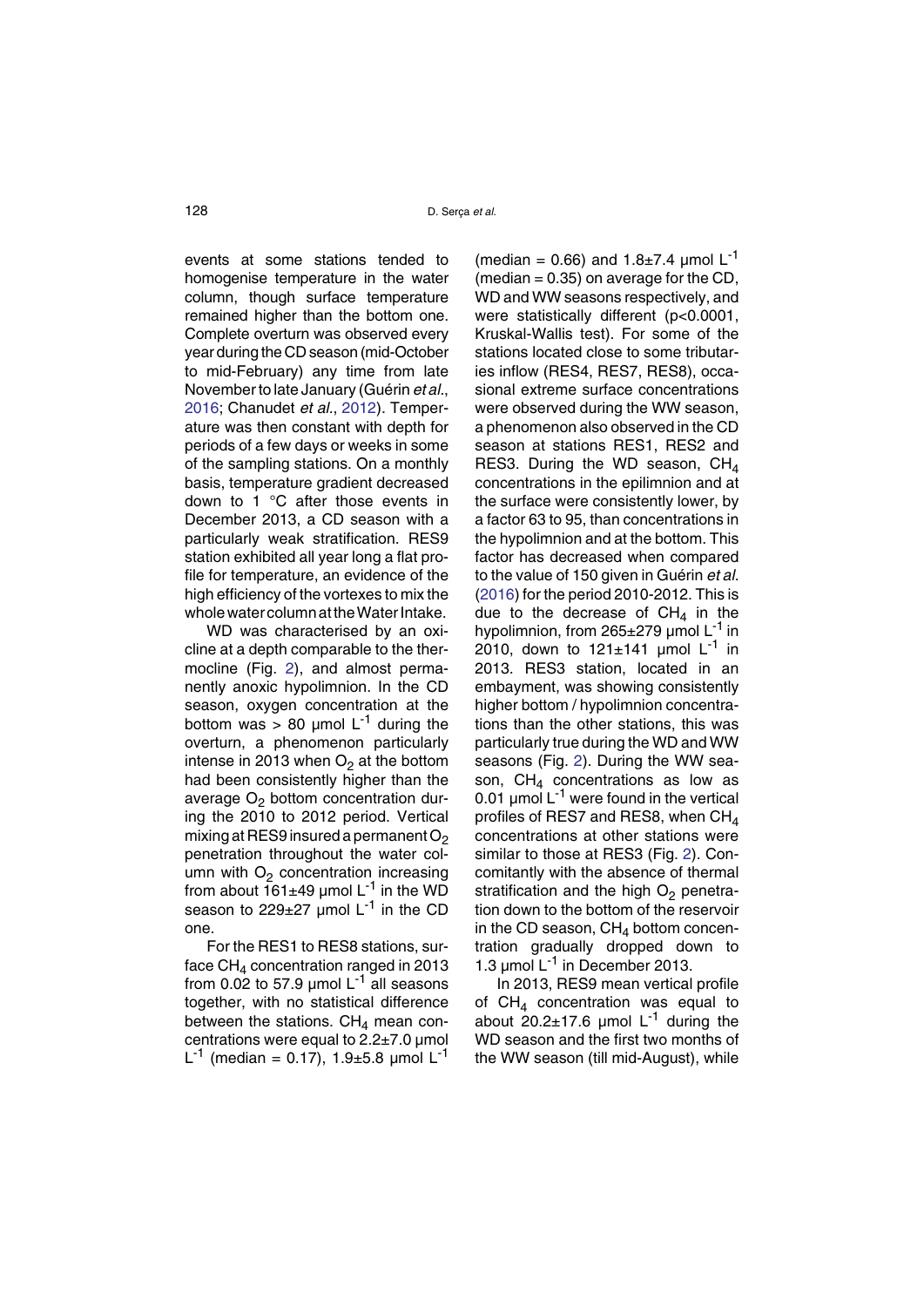events at some stations tended to homogenise temperature in the water column, though surface temperature remained higher than the bottom one. Complete overturn was observed every year during the CD season (mid-October to mid-February) any time from late November to late January (Guérin *et al.*, 2016; Chanudet *et al.*, 2012). Temperature was then constant with depth for periods of a few days or weeks in some of the sampling stations. On a monthly basis, temperature gradient decreased down to 1 °C after those events in December 2013, a CD season with a particularly weak stratification. RES9 station exhibited all year long a flat profile for temperature, an evidence of the high efficiency of the vortexes to mix the whole water column at the Water Intake.

WD was characterised by an oxicline at a depth comparable to the thermocline (Fig. 2), and almost permanently anoxic hypolimnion. In the CD season, oxygen concentration at the bottom was > 80 µmol $L^{-1}$ during the overturn, a phenomenon particularly intense in 2013 when $O_2$ at the bottom had been consistently higher than the average $O_2$ bottom concentration during the 2010 to 2012 period. Vertical mixing at RES9 insured a permanent $O_2$ penetration throughout the water column with $O_2$ concentration increasing from about 161±49 µmol $L^{-1}$ in the WD season to 229±27 µmol $L^{-1}$ in the CD one.

For the RES1 to RES8 stations, surface $CH_4$ concentration ranged in 2013 from 0.02 to 57.9 µmol $L^{-1}$ all seasons together, with no statistical difference between the stations. $CH_4$ mean concentrations were equal to 2.2±7.0 µmol $L^{-1}$ (median = 0.17), 1.9±5.8 µmol $L^{-1}$ (median = 0.66) and 1.8±7.4 µmol $L^{-1}$ (median = 0.35) on average for the CD, WD and WW seasons respectively, and were statistically different ($p<0.0001$, Kruskal-Wallis test). For some of the stations located close to some tributaries inflow (RES4, RES7, RES8), occasional extreme surface concentrations were observed during the WW season, a phenomenon also observed in the CD season at stations RES1, RES2 and RES3. During the WD season, $CH_4$ concentrations in the epilimnion and at the surface were consistently lower, by a factor 63 to 95, than concentrations in the hypolimnion and at the bottom. This factor has decreased when compared to the value of 150 given in Guérin *et al.* (2016) for the period 2010-2012. This is due to the decrease of $CH_4$ in the hypolimnion, from 265±279 µmol $L^{-1}$ in 2010, down to 121±141 µmol $L^{-1}$ in 2013. RES3 station, located in an embayment, was showing consistently higher bottom / hypolimnion concentrations than the other stations, this was particularly true during the WD and WW seasons (Fig. 2). During the WW season, $CH_4$ concentrations as low as 0.01 µmol $L^{-1}$ were found in the vertical profiles of RES7 and RES8, when $CH_4$ concentrations at other stations were similar to those at RES3 (Fig. 2). Concomitantly with the absence of thermal stratification and the high $O_2$ penetration down to the bottom of the reservoir in the CD season, $CH_4$ bottom concentration gradually dropped down to 1.3 µmol $L^{-1}$ in December 2013.

In 2013, RES9 mean vertical profile of $CH_4$ concentration was equal to about 20.2±17.6 µmol $L^{-1}$ during the WD season and the first two months of the WW season (till mid-August), while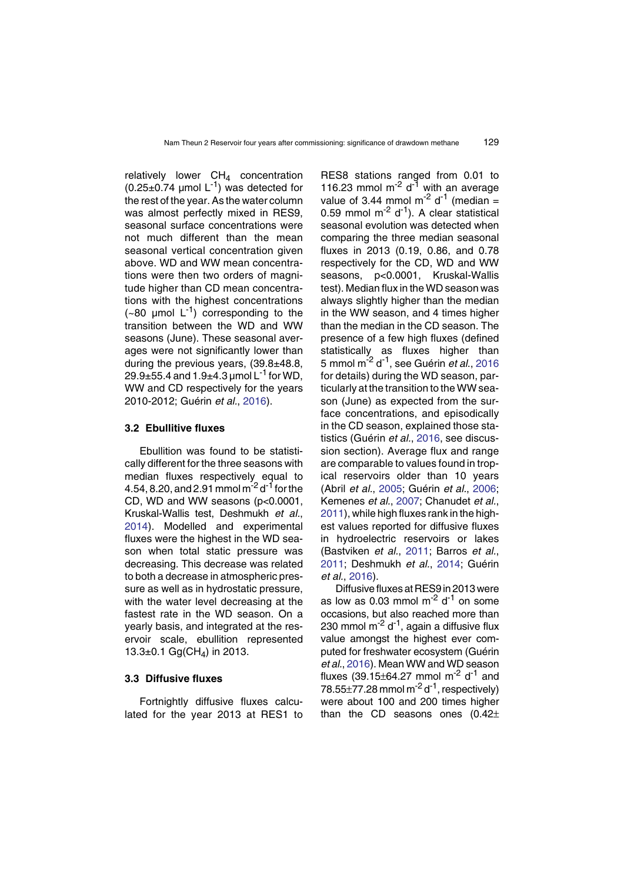relatively lower $CH_4$ concentration ($0.25 \pm 0.74$ µmol $L^{-1}$) was detected for the rest of the year. As the water column was almost perfectly mixed in RES9, seasonal surface concentrations were not much different than the mean seasonal vertical concentration given above. WD and WW mean concentrations were then two orders of magnitude higher than CD mean concentrations with the highest concentrations (~80 µmol $L^{-1}$) corresponding to the transition between the WD and WW seasons (June). These seasonal averages were not significantly lower than during the previous years, ($39.8 \pm 48.8$, $29.9 \pm 55.4$ and $1.9 \pm 4.3$ µmol $L^{-1}$ for WD, WW and CD respectively for the years 2010-2012; Guérin *et al.*, 2016).

### 3.2 Ebullitive fluxes

Ebullition was found to be statistically different for the three seasons with median fluxes respectively equal to 4.54, 8.20, and 2.91 mmol $m^{-2}$ $d^{-1}$ for the CD, WD and WW seasons ($p<0.0001$, Kruskal-Wallis test, Deshmukh *et al.*, 2014). Modelled and experimental fluxes were the highest in the WD season when total static pressure was decreasing. This decrease was related to both a decrease in atmospheric pressure as well as in hydrostatic pressure, with the water level decreasing at the fastest rate in the WD season. On a yearly basis, and integrated at the reservoir scale, ebullition represented $13.3 \pm 0.1$ Gg($CH_4$) in 2013.

### 3.3 Diffusive fluxes

Fortnightly diffusive fluxes calculated for the year 2013 at RES1 to RES8 stations ranged from 0.01 to 116.23 mmol $m^{-2}$ $d^{-1}$ with an average value of 3.44 mmol $m^{-2}$ $d^{-1}$ (median = 0.59 mmol $m^{-2}$ $d^{-1}$). A clear statistical seasonal evolution was detected when comparing the three median seasonal fluxes in 2013 (0.19, 0.86, and 0.78 respectively for the CD, WD and WW seasons, $p<0.0001$, Kruskal-Wallis test). Median flux in the WD season was always slightly higher than the median in the WW season, and 4 times higher than the median in the CD season. The presence of a few high fluxes (defined statistically as fluxes higher than 5 mmol $m^{-2}$ $d^{-1}$, see Guérin *et al.*, 2016 for details) during the WD season, particularly at the transition to the WW season (June) as expected from the surface concentrations, and episodically in the CD season, explained those statistics (Guérin *et al.*, 2016, see discussion section). Average flux and range are comparable to values found in tropical reservoirs older than 10 years (Abril *et al.*, 2005; Guérin *et al.*, 2006; Kemenes *et al.*, 2007; Chanudet *et al.*, 2011), while high fluxes rank in the highest values reported for diffusive fluxes in hydroelectric reservoirs or lakes (Bastviken *et al.*, 2011; Barros *et al.*, 2011; Deshmukh *et al.*, 2014; Guérin *et al.*, 2016).

Diffusive fluxes at RES9 in 2013 were as low as 0.03 mmol $m^{-2}$ $d^{-1}$ on some occasions, but also reached more than 230 mmol $m^{-2}$ $d^{-1}$, again a diffusive flux value amongst the highest ever computed for freshwater ecosystem (Guérin *et al.*, 2016). Mean WW and WD season fluxes ($39.15 \pm 64.27$ mmol $m^{-2}$ $d^{-1}$ and $78.55 \pm 77.28$ mmol $m^{-2}$ $d^{-1}$, respectively) were about 100 and 200 times higher than the CD seasons ones ($0.42 \pm$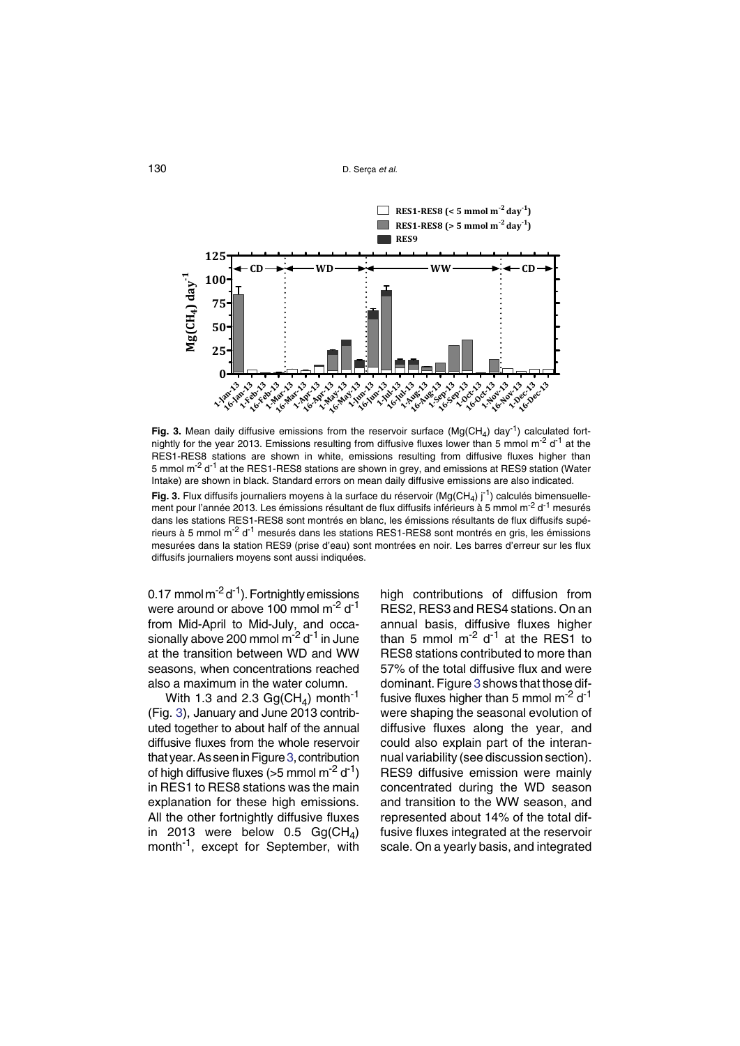**Fig. 3.** Mean daily diffusive emissions from the reservoir surface ($Mg(CH_4)$ $day^{-1}$) calculated fortnightly for the year 2013. Emissions resulting from diffusive fluxes lower than 5 mmol $m^{-2}$ $d^{-1}$ at the RES1-RES8 stations are shown in white, emissions resulting from diffusive fluxes higher than 5 mmol $m^{-2}$ $d^{-1}$ at the RES1-RES8 stations are shown in grey, and emissions at RES9 station (Water Intake) are shown in black. Standard errors on mean daily diffusive emissions are also indicated.

**Fig. 3.** Flux diffusifs journaliers moyens à la surface du réservoir ($Mg(CH_4)$ $j^{-1}$) calculés bimensuellement pour l'année 2013. Les émissions résultant de flux diffusifs inférieurs à 5 mmol $m^{-2}$ $d^{-1}$ mesurés dans les stations RES1-RES8 sont montrés en blanc, les émissions résultants de flux diffusifs supérieurs à 5 mmol $m^{-2}$ $d^{-1}$ mesurés dans les stations RES1-RES8 sont montrés en gris, les émissions mesurées dans la station RES9 (prise d'eau) sont montrées en noir. Les barres d'erreur sur les flux diffusifs journaliers moyens sont aussi indiquées.

0.17 mmol $m^{-2}$ $d^{-1}$). Fortnightly emissions were around or above 100 mmol $m^{-2}$ $d^{-1}$ from Mid-April to Mid-July, and occasionally above 200 mmol $m^{-2}$ $d^{-1}$ in June at the transition between WD and WW seasons, when concentrations reached also a maximum in the water column.

With 1.3 and 2.3 $Gg(CH_4)$ $month^{-1}$ (Fig. 3), January and June 2013 contributed together to about half of the annual diffusive fluxes from the whole reservoir that year. As seen in Figure 3, contribution of high diffusive fluxes (>5 mmol $m^{-2}$ $d^{-1}$) in RES1 to RES8 stations was the main explanation for these high emissions. All the other fortnightly diffusive fluxes in 2013 were below 0.5 $Gg(CH_4)$ $month^{-1}$, except for September, with high contributions of diffusion from RES2, RES3 and RES4 stations. On an annual basis, diffusive fluxes higher than 5 mmol $m^{-2}$ $d^{-1}$ at the RES1 to RES8 stations contributed to more than 57% of the total diffusive flux and were dominant. Figure 3 shows that those diffusive fluxes higher than 5 mmol $m^{-2}$ $d^{-1}$ were shaping the seasonal evolution of diffusive fluxes along the year, and could also explain part of the interannual variability (see discussion section). RES9 diffusive emission were mainly concentrated during the WD season and transition to the WW season, and represented about 14% of the total diffusive fluxes integrated at the reservoir scale. On a yearly basis, and integrated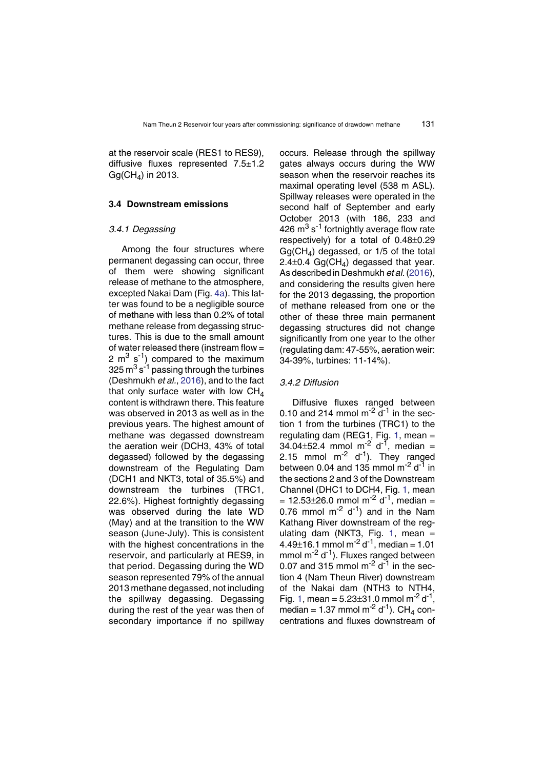at the reservoir scale (RES1 to RES9), diffusive fluxes represented 7.5±1.2 Gg($CH_4$) in 2013.

### 3.4 Downstream emissions

#### *3.4.1 Degassing*

Among the four structures where permanent degassing can occur, three of them were showing significant release of methane to the atmosphere, excepted Nakai Dam (Fig. 4a). This latter was found to be a negligible source of methane with less than 0.2% of total methane release from degassing structures. This is due to the small amount of water released there (instream flow = 2 $m^3$ $s^{-1}$) compared to the maximum 325 $m^3$ $s^{-1}$ passing through the turbines (Deshmukh *et al.*, 2016), and to the fact that only surface water with low $CH_4$ content is withdrawn there. This feature was observed in 2013 as well as in the previous years. The highest amount of methane was degassed downstream the aeration weir (DCH3, 43% of total degassed) followed by the degassing downstream of the Regulating Dam (DCH1 and NKT3, total of 35.5%) and downstream the turbines (TRC1, 22.6%). Highest fortnightly degassing was observed during the late WD (May) and at the transition to the WW season (June-July). This is consistent with the highest concentrations in the reservoir, and particularly at RES9, in that period. Degassing during the WD season represented 79% of the annual 2013 methane degassed, not including the spillway degassing. Degassing during the rest of the year was then of secondary importance if no spillway occurs. Release through the spillway gates always occurs during the WW season when the reservoir reaches its maximal operating level (538 m ASL). Spillway releases were operated in the second half of September and early October 2013 (with 186, 233 and 426 $m^3$ $s^{-1}$ fortnightly average flow rate respectively) for a total of 0.48±0.29 Gg($CH_4$) degassed, or 1/5 of the total 2.4±0.4 Gg($CH_4$) degassed that year. As described in Deshmukh *et al.* (2016), and considering the results given here for the 2013 degassing, the proportion of methane released from one or the other of these three main permanent degassing structures did not change significantly from one year to the other (regulating dam: 47-55%, aeration weir: 34-39%, turbines: 11-14%).

#### *3.4.2 Diffusion*

Diffusive fluxes ranged between 0.10 and 214 mmol $m^{-2}$ $d^{-1}$ in the section 1 from the turbines (TRC1) to the regulating dam (REG1, Fig. 1, mean = 34.04±52.4 mmol $m^{-2}$ $d^{-1}$, median = 2.15 mmol $m^{-2}$ $d^{-1}$). They ranged between 0.04 and 135 mmol $m^{-2}$ $d^{-1}$ in the sections 2 and 3 of the Downstream Channel (DHC1 to DCH4, Fig. 1, mean = 12.53±26.0 mmol $m^{-2}$ $d^{-1}$, median = 0.76 mmol $m^{-2}$ $d^{-1}$) and in the Nam Kathang River downstream of the regulating dam (NKT3, Fig. 1, mean = 4.49±16.1 mmol $m^{-2}$ $d^{-1}$, median = 1.01 mmol $m^{-2}$ $d^{-1}$). Fluxes ranged between 0.07 and 315 mmol $m^{-2}$ $d^{-1}$ in the section 4 (Nam Theun River) downstream of the Nakai dam (NTH3 to NTH4, Fig. 1, mean = 5.23±31.0 mmol $m^{-2}$ $d^{-1}$, median = 1.37 mmol $m^{-2}$ $d^{-1}$). $CH_4$ concentrations and fluxes downstream of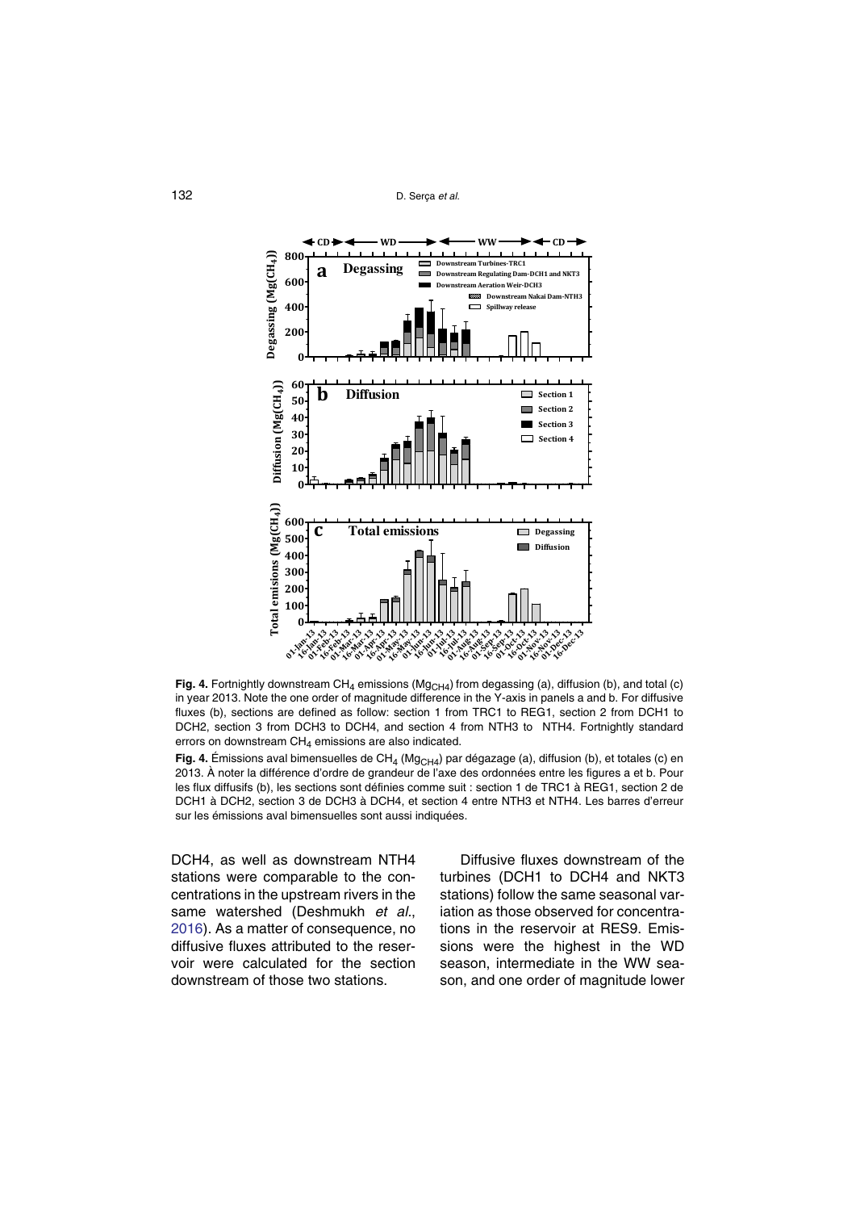**Fig. 4.** Fortnightly downstream $CH_4$ emissions ($Mg_{CH4}$) from degassing (a), diffusion (b), and total (c) in year 2013. Note the one order of magnitude difference in the Y-axis in panels a and b. For diffusive fluxes (b), sections are defined as follow: section 1 from TRC1 to REG1, section 2 from DCH1 to DCH2, section 3 from DCH3 to DCH4, and section 4 from NTH3 to NTH4. Fortnightly standard errors on downstream $CH_4$ emissions are also indicated.

**Fig. 4.** Émissions aval bimensuelles de $CH_4$ ($Mg_{CH4}$) par dégazage (a), diffusion (b), et totales (c) en 2013. À noter la différence d'ordre de grandeur de l'axe des ordonnées entre les figures a et b. Pour les flux diffusifs (b), les sections sont définies comme suit : section 1 de TRC1 à REG1, section 2 de DCH1 à DCH2, section 3 de DCH3 à DCH4, et section 4 entre NTH3 et NTH4. Les barres d'erreur sur les émissions aval bimensuelles sont aussi indiquées.

DCH4, as well as downstream NTH4 stations were comparable to the concentrations in the upstream rivers in the same watershed (Deshmukh *et al.*, 2016). As a matter of consequence, no diffusive fluxes attributed to the reservoir were calculated for the section downstream of those two stations.

Diffusive fluxes downstream of the turbines (DCH1 to DCH4 and NKT3 stations) follow the same seasonal variation as those observed for concentrations in the reservoir at RES9. Emissions were the highest in the WD season, intermediate in the WW season, and one order of magnitude lower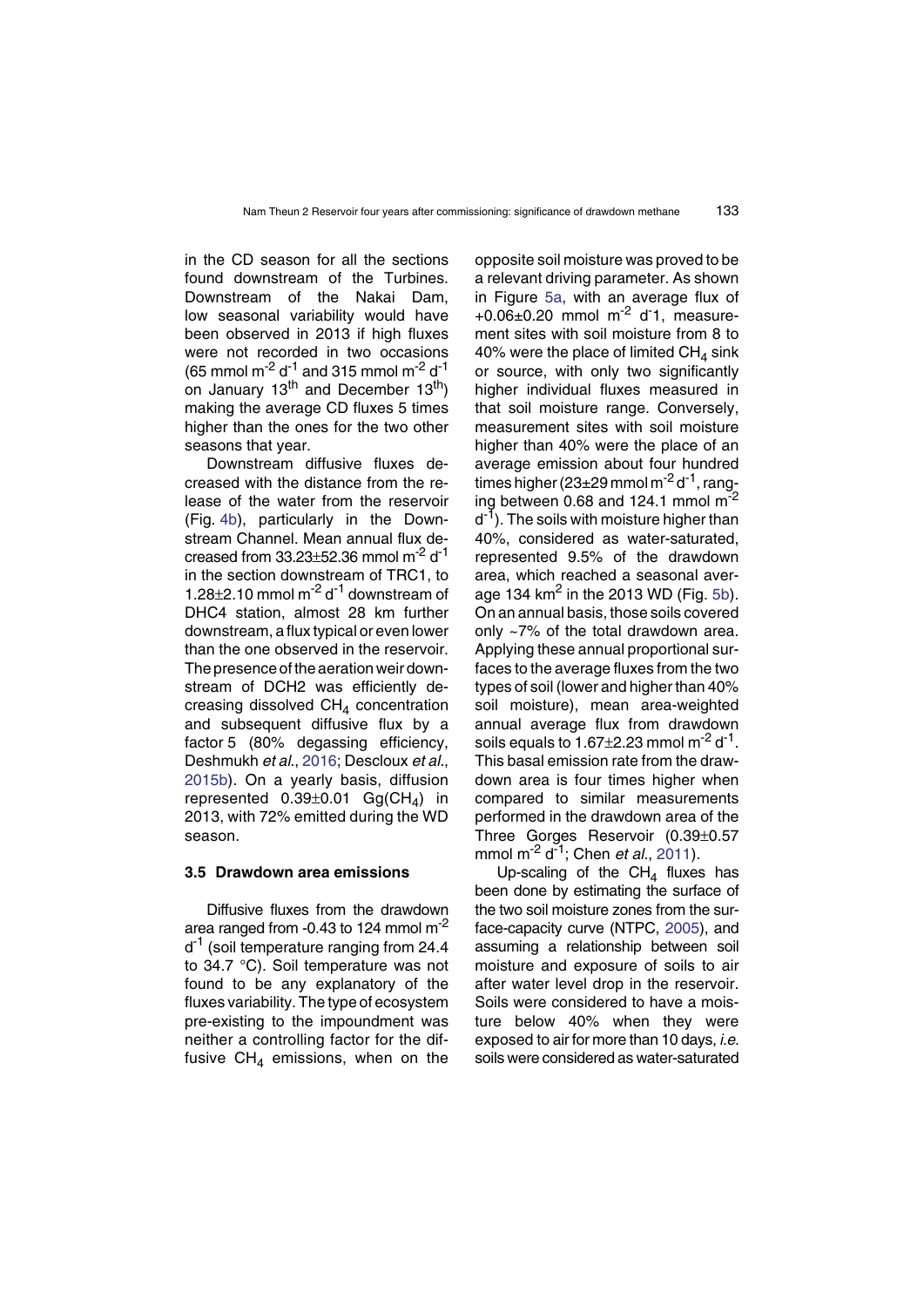in the CD season for all the sections found downstream of the Turbines. Downstream of the Nakai Dam, low seasonal variability would have been observed in 2013 if high fluxes were not recorded in two occasions (65 mmol $m^{-2}$ $d^{-1}$ and 315 mmol $m^{-2}$ $d^{-1}$ on January 13[th] and December 13[th]) making the average CD fluxes 5 times higher than the ones for the two other seasons that year.

Downstream diffusive fluxes decreased with the distance from the release of the water from the reservoir (Fig. 4b), particularly in the Downstream Channel. Mean annual flux decreased from 33.23±52.36 mmol $m^{-2}$ $d^{-1}$ in the section downstream of TRC1, to 1.28±2.10 mmol $m^{-2}$ $d^{-1}$ downstream of DHC4 station, almost 28 km further downstream, a flux typical or even lower than the one observed in the reservoir. The presence of the aeration weir downstream of DCH2 was efficiently decreasing dissolved $CH_4$ concentration and subsequent diffusive flux by a factor 5 (80% degassing efficiency, Deshmukh *et al.*, 2016; Descloux *et al.*, 2015b). On a yearly basis, diffusion represented 0.39±0.01 Gg($CH_4$) in 2013, with 72% emitted during the WD season.

### 3.5 Drawdown area emissions

Diffusive fluxes from the drawdown area ranged from -0.43 to 124 mmol $m^{-2}$ $d^{-1}$ (soil temperature ranging from 24.4 to 34.7 °C). Soil temperature was not found to be any explanatory of the fluxes variability. The type of ecosystem pre-existing to the impoundment was neither a controlling factor for the diffusive $CH_4$ emissions, when on the opposite soil moisture was proved to be a relevant driving parameter. As shown in Figure 5a, with an average flux of +0.06±0.20 mmol $m^{-2}$ $d^{-1}$, measurement sites with soil moisture from 8 to 40% were the place of limited $CH_4$ sink or source, with only two significantly higher individual fluxes measured in that soil moisture range. Conversely, measurement sites with soil moisture higher than 40% were the place of an average emission about four hundred times higher (23±29 mmol $m^{-2}$ $d^{-1}$, ranging between 0.68 and 124.1 mmol $m^{-2}$ $d^{-1}$). The soils with moisture higher than 40%, considered as water-saturated, represented 9.5% of the drawdown area, which reached a seasonal average 134 $km^2$ in the 2013 WD (Fig. 5b). On an annual basis, those soils covered only ~7% of the total drawdown area. Applying these annual proportional surfaces to the average fluxes from the two types of soil (lower and higher than 40% soil moisture), mean area-weighted annual average flux from drawdown soils equals to 1.67±2.23 mmol $m^{-2}$ $d^{-1}$. This basal emission rate from the drawdown area is four times higher when compared to similar measurements performed in the drawdown area of the Three Gorges Reservoir (0.39±0.57 mmol $m^{-2}$ $d^{-1}$; Chen *et al.*, 2011).

Up-scaling of the $CH_4$ fluxes has been done by estimating the surface of the two soil moisture zones from the surface-capacity curve (NTPC, 2005), and assuming a relationship between soil moisture and exposure of soils to air after water level drop in the reservoir. Soils were considered to have a moisture below 40% when they were exposed to air for more than 10 days, *i.e.* soils were considered as water-saturated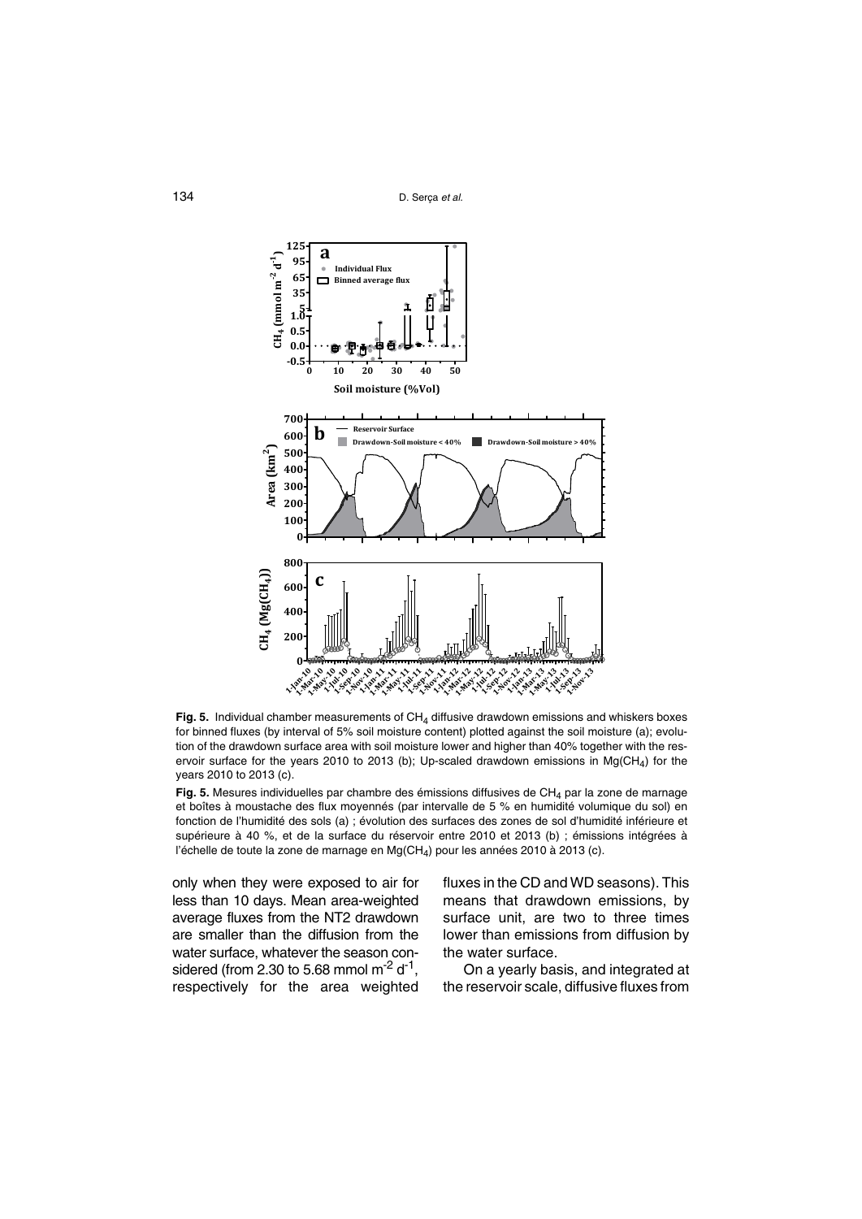**Fig. 5.** Individual chamber measurements of $CH_4$ diffusive drawdown emissions and whiskers boxes for binned fluxes (by interval of 5% soil moisture content) plotted against the soil moisture (a); evolution of the drawdown surface area with soil moisture lower and higher than 40% together with the reservoir surface for the years 2010 to 2013 (b); Up-scaled drawdown emissions in Mg($CH_4$) for the years 2010 to 2013 (c).

**Fig. 5.** Mesures individuelles par chambre des émissions diffusives de $CH_4$ par la zone de marnage et boîtes à moustache des flux moyennés (par intervalle de 5 % en humidité volumique du sol) en fonction de l'humidité des sols (a) ; évolution des surfaces des zones de sol d'humidité inférieure et supérieure à 40 %, et de la surface du réservoir entre 2010 et 2013 (b) ; émissions intégrées à l'échelle de toute la zone de marnage en Mg($CH_4$) pour les années 2010 à 2013 (c).

only when they were exposed to air for less than 10 days. Mean area-weighted average fluxes from the NT2 drawdown are smaller than the diffusion from the water surface, whatever the season considered (from 2.30 to 5.68 mmol $m^{-2}$ $d^{-1}$, respectively for the area weighted fluxes in the CD and WD seasons). This means that drawdown emissions, by surface unit, are two to three times lower than emissions from diffusion by the water surface.

On a yearly basis, and integrated at the reservoir scale, diffusive fluxes from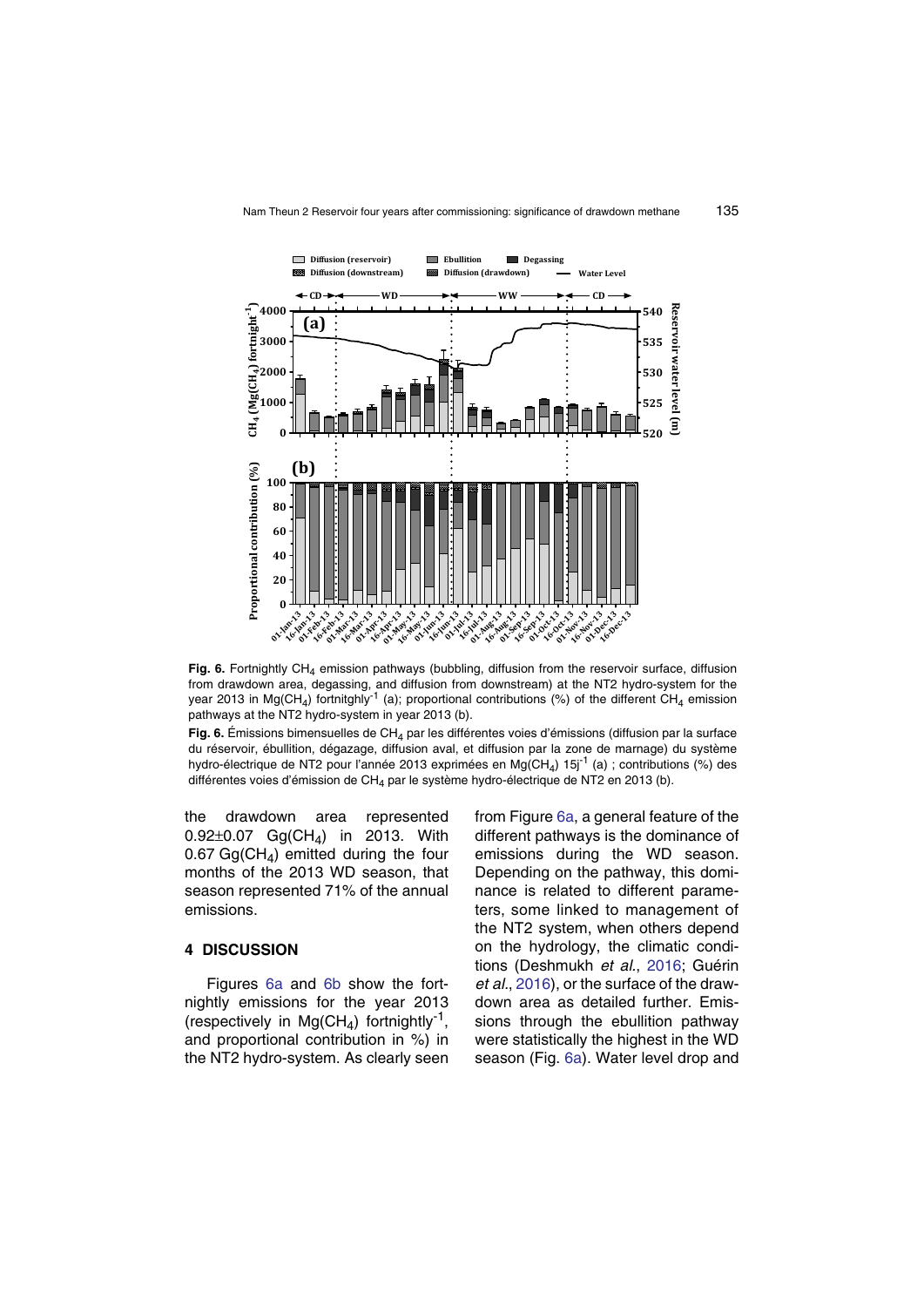**Fig. 6.** Fortnightly $CH_4$ emission pathways (bubbling, diffusion from the reservoir surface, diffusion from drawdown area, degassing, and diffusion from downstream) at the NT2 hydro-system for the year 2013 in Mg($CH_4$) fortnitghly$^{-1}$ (a); proportional contributions (%) of the different $CH_4$ emission pathways at the NT2 hydro-system in year 2013 (b).

**Fig. 6.** Émissions bimensuelles de $CH_4$ par les différentes voies d'émissions (diffusion par la surface du réservoir, ébullition, dégazage, diffusion aval, et diffusion par la zone de marnage) du système hydro-électrique de NT2 pour l'année 2013 exprimées en Mg($CH_4$) 15j$^{-1}$ (a) ; contributions (%) des différentes voies d'émission de $CH_4$ par le système hydro-électrique de NT2 en 2013 (b).

the drawdown area represented 0.92±0.07 Gg($CH_4$) in 2013. With 0.67 Gg($CH_4$) emitted during the four months of the 2013 WD season, that season represented 71% of the annual emissions.

## 4 DISCUSSION

Figures 6a and 6b show the fortnightly emissions for the year 2013 (respectively in Mg($CH_4$) fortnightly$^{-1}$, and proportional contribution in %) in the NT2 hydro-system. As clearly seen from Figure 6a, a general feature of the different pathways is the dominance of emissions during the WD season. Depending on the pathway, this dominance is related to different parameters, some linked to management of the NT2 system, when others depend on the hydrology, the climatic conditions (Deshmukh *et al.*, 2016; Guérin *et al.*, 2016), or the surface of the drawdown area as detailed further. Emissions through the ebullition pathway were statistically the highest in the WD season (Fig. 6a). Water level drop and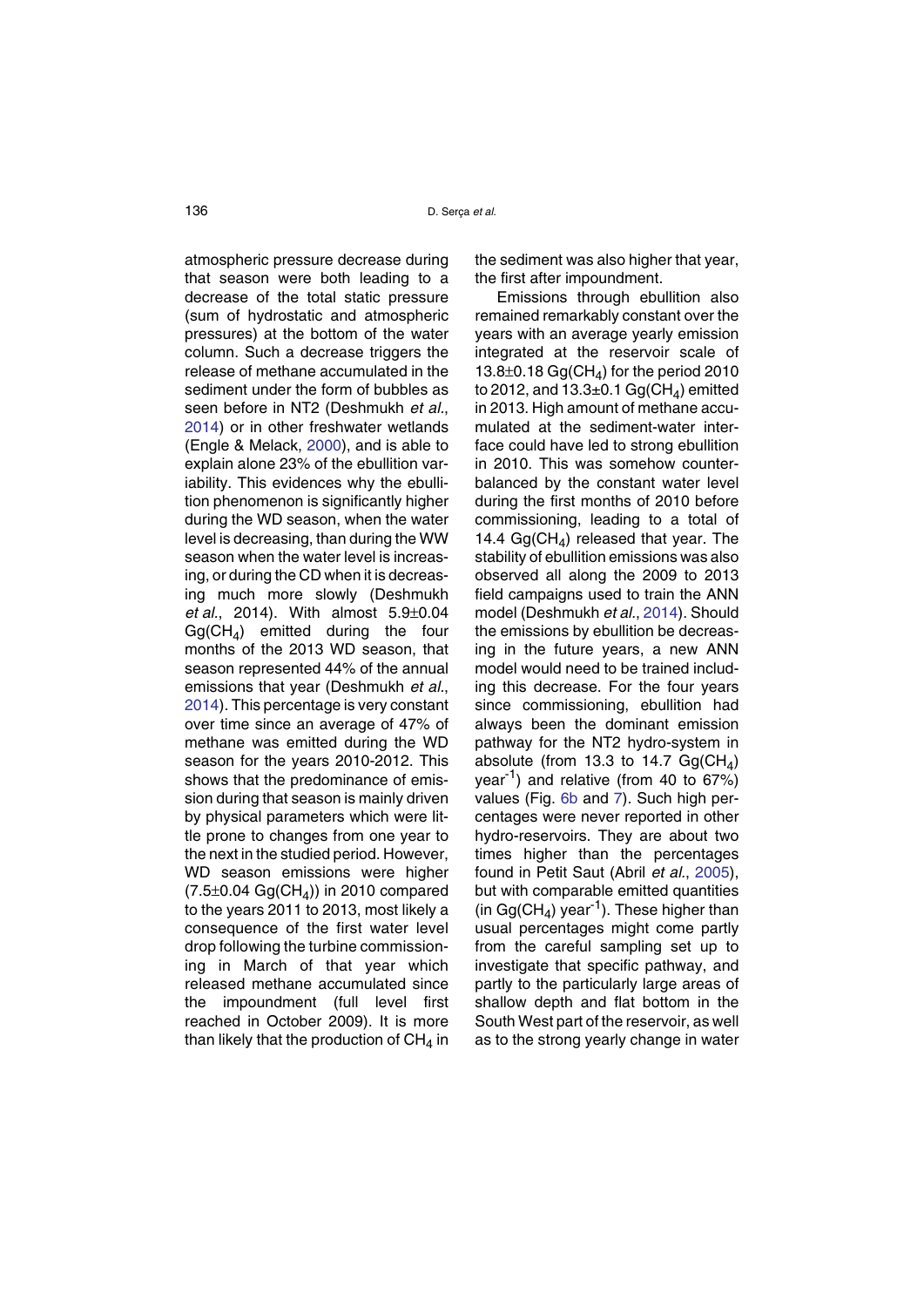atmospheric pressure decrease during that season were both leading to a decrease of the total static pressure (sum of hydrostatic and atmospheric pressures) at the bottom of the water column. Such a decrease triggers the release of methane accumulated in the sediment under the form of bubbles as seen before in NT2 (Deshmukh *et al.*, 2014) or in other freshwater wetlands (Engle & Melack, 2000), and is able to explain alone 23% of the ebullition variability. This evidences why the ebullition phenomenon is significantly higher during the WD season, when the water level is decreasing, than during the WW season when the water level is increasing, or during the CD when it is decreasing much more slowly (Deshmukh *et al.*, 2014). With almost 5.9±0.04 $Gg(CH_4)$ emitted during the four months of the 2013 WD season, that season represented 44% of the annual emissions that year (Deshmukh *et al.*, 2014). This percentage is very constant over time since an average of 47% of methane was emitted during the WD season for the years 2010-2012. This shows that the predominance of emission during that season is mainly driven by physical parameters which were little prone to changes from one year to the next in the studied period. However, WD season emissions were higher (7.5±0.04 $Gg(CH_4)$) in 2010 compared to the years 2011 to 2013, most likely a consequence of the first water level drop following the turbine commissioning in March of that year which released methane accumulated since the impoundment (full level first reached in October 2009). It is more than likely that the production of $CH_4$ in the sediment was also higher that year, the first after impoundment.

Emissions through ebullition also remained remarkably constant over the years with an average yearly emission integrated at the reservoir scale of 13.8±0.18 $Gg(CH_4)$ for the period 2010 to 2012, and 13.3±0.1 $Gg(CH_4)$ emitted in 2013. High amount of methane accumulated at the sediment-water interface could have led to strong ebullition in 2010. This was somehow counterbalanced by the constant water level during the first months of 2010 before commissioning, leading to a total of 14.4 $Gg(CH_4)$ released that year. The stability of ebullition emissions was also observed all along the 2009 to 2013 field campaigns used to train the ANN model (Deshmukh *et al.*, 2014). Should the emissions by ebullition be decreasing in the future years, a new ANN model would need to be trained including this decrease. For the four years since commissioning, ebullition had always been the dominant emission pathway for the NT2 hydro-system in absolute (from 13.3 to 14.7 $Gg(CH_4)$ $year^{-1}$) and relative (from 40 to 67%) values (Fig. 6b and 7). Such high percentages were never reported in other hydro-reservoirs. They are about two times higher than the percentages found in Petit Saut (Abril *et al.*, 2005), but with comparable emitted quantities (in $Gg(CH_4)$ $year^{-1}$). These higher than usual percentages might come partly from the careful sampling set up to investigate that specific pathway, and partly to the particularly large areas of shallow depth and flat bottom in the South West part of the reservoir, as well as to the strong yearly change in water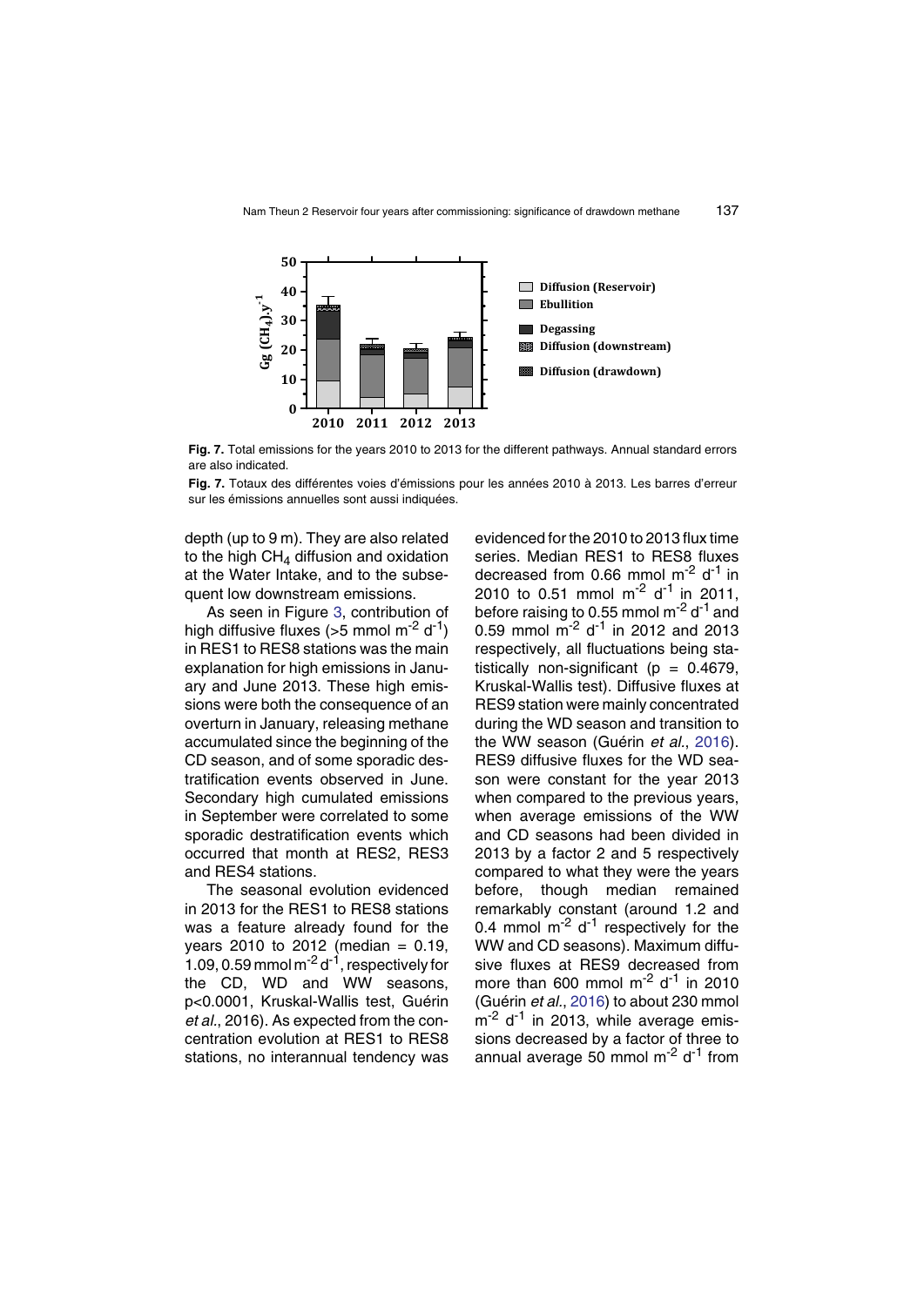**Fig. 7.** Total emissions for the years 2010 to 2013 for the different pathways. Annual standard errors are also indicated.

**Fig. 7.** Totaux des différentes voies d'émissions pour les années 2010 à 2013. Les barres d'erreur sur les émissions annuelles sont aussi indiquées.

depth (up to 9 m). They are also related to the high $CH_4$ diffusion and oxidation at the Water Intake, and to the subsequent low downstream emissions.

As seen in Figure 3, contribution of high diffusive fluxes (>5 mmol $m^{-2}$ $d^{-1}$) in RES1 to RES8 stations was the main explanation for high emissions in January and June 2013. These high emissions were both the consequence of an overturn in January, releasing methane accumulated since the beginning of the CD season, and of some sporadic destratification events observed in June. Secondary high cumulated emissions in September were correlated to some sporadic destratification events which occurred that month at RES2, RES3 and RES4 stations.

The seasonal evolution evidenced in 2013 for the RES1 to RES8 stations was a feature already found for the years 2010 to 2012 (median = 0.19, 1.09, 0.59 mmol $m^{-2}$ $d^{-1}$, respectively for the CD, WD and WW seasons, $p<0.0001$, Kruskal-Wallis test, Guérin *et al.*, 2016). As expected from the concentration evolution at RES1 to RES8 stations, no interannual tendency was evidenced for the 2010 to 2013 flux time series. Median RES1 to RES8 fluxes decreased from 0.66 mmol $m^{-2}$ $d^{-1}$ in 2010 to 0.51 mmol $m^{-2}$ $d^{-1}$ in 2011, before raising to 0.55 mmol $m^{-2}$ $d^{-1}$ and 0.59 mmol $m^{-2}$ $d^{-1}$ in 2012 and 2013 respectively, all fluctuations being statistically non-significant ($p = 0.4679$, Kruskal-Wallis test). Diffusive fluxes at RES9 station were mainly concentrated during the WD season and transition to the WW season (Guérin *et al.*, 2016). RES9 diffusive fluxes for the WD season were constant for the year 2013 when compared to the previous years, when average emissions of the WW and CD seasons had been divided in 2013 by a factor 2 and 5 respectively compared to what they were the years before, though median remained remarkably constant (around 1.2 and 0.4 mmol $m^{-2}$ $d^{-1}$ respectively for the WW and CD seasons). Maximum diffusive fluxes at RES9 decreased from more than 600 mmol $m^{-2}$ $d^{-1}$ in 2010 (Guérin *et al.*, 2016) to about 230 mmol $m^{-2}$ $d^{-1}$ in 2013, while average emissions decreased by a factor of three to annual average 50 mmol $m^{-2}$ $d^{-1}$ from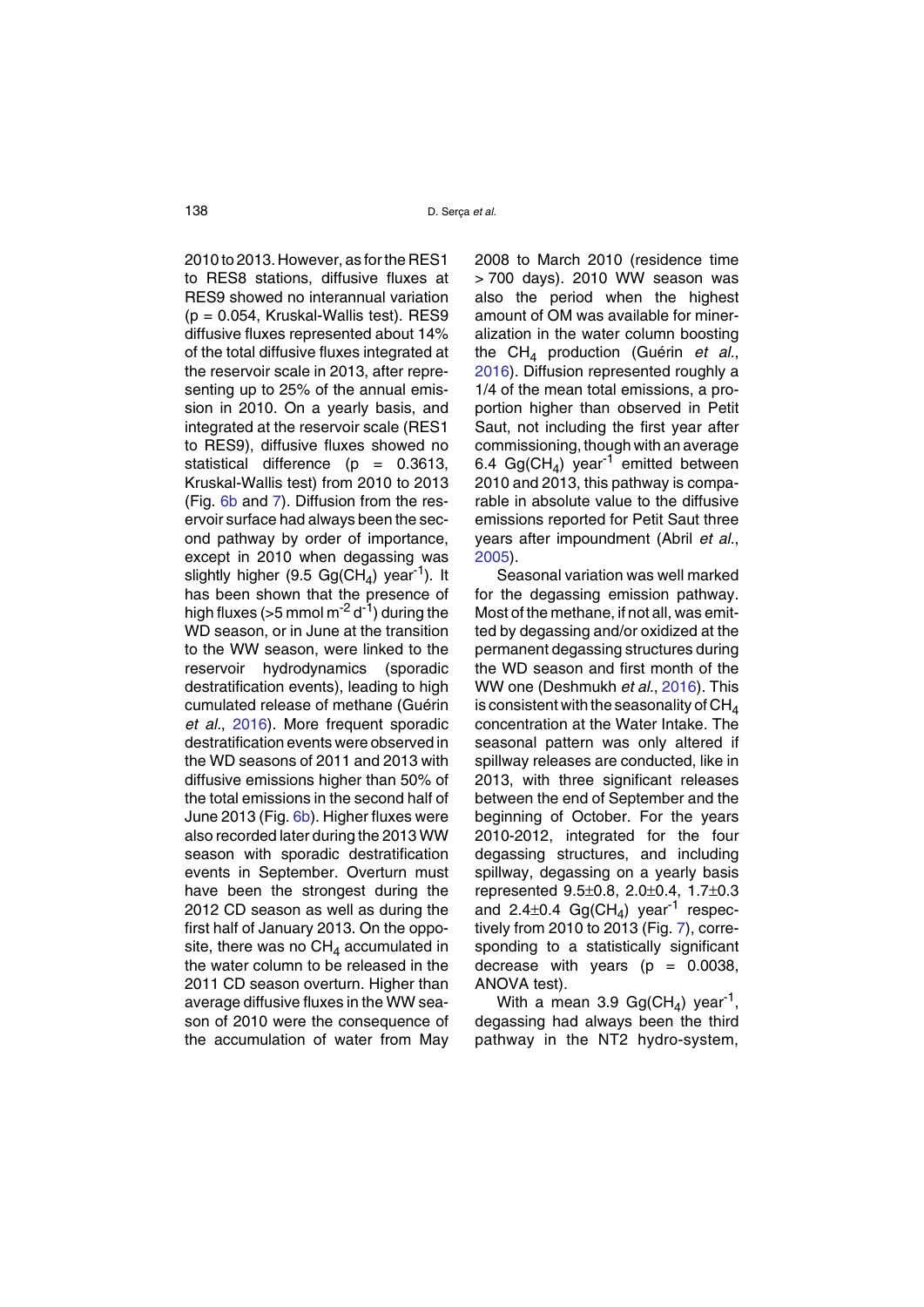2010 to 2013. However, as for the RES1 to RES8 stations, diffusive fluxes at RES9 showed no interannual variation ($p = 0.054$, Kruskal-Wallis test). RES9 diffusive fluxes represented about 14% of the total diffusive fluxes integrated at the reservoir scale in 2013, after representing up to 25% of the annual emission in 2010. On a yearly basis, and integrated at the reservoir scale (RES1 to RES9), diffusive fluxes showed no statistical difference ($p = 0.3613$, Kruskal-Wallis test) from 2010 to 2013 (Fig. 6b and 7). Diffusion from the reservoir surface had always been the second pathway by order of importance, except in 2010 when degassing was slightly higher (9.5 Gg($CH_4$) year$^{-1}$). It has been shown that the presence of high fluxes (>5 mmol m$^{-2}$ d$^{-1}$) during the WD season, or in June at the transition to the WW season, were linked to the reservoir hydrodynamics (sporadic destratification events), leading to high cumulated release of methane (Guérin *et al.*, 2016). More frequent sporadic destratification events were observed in the WD seasons of 2011 and 2013 with diffusive emissions higher than 50% of the total emissions in the second half of June 2013 (Fig. 6b). Higher fluxes were also recorded later during the 2013 WW season with sporadic destratification events in September. Overturn must have been the strongest during the 2012 CD season as well as during the first half of January 2013. On the opposite, there was no $CH_4$ accumulated in the water column to be released in the 2011 CD season overturn. Higher than average diffusive fluxes in the WW season of 2010 were the consequence of the accumulation of water from May 2008 to March 2010 (residence time > 700 days). 2010 WW season was also the period when the highest amount of OM was available for mineralization in the water column boosting the $CH_4$ production (Guérin *et al.*, 2016). Diffusion represented roughly a 1/4 of the mean total emissions, a proportion higher than observed in Petit Saut, not including the first year after commissioning, though with an average 6.4 Gg($CH_4$) year$^{-1}$ emitted between 2010 and 2013, this pathway is comparable in absolute value to the diffusive emissions reported for Petit Saut three years after impoundment (Abril *et al.*, 2005).

Seasonal variation was well marked for the degassing emission pathway. Most of the methane, if not all, was emitted by degassing and/or oxidized at the permanent degassing structures during the WD season and first month of the WW one (Deshmukh *et al.*, 2016). This is consistent with the seasonality of $CH_4$ concentration at the Water Intake. The seasonal pattern was only altered if spillway releases are conducted, like in 2013, with three significant releases between the end of September and the beginning of October. For the years 2010-2012, integrated for the four degassing structures, and including spillway, degassing on a yearly basis represented 9.5±0.8, 2.0±0.4, 1.7±0.3 and 2.4±0.4 Gg($CH_4$) year$^{-1}$ respectively from 2010 to 2013 (Fig. 7), corresponding to a statistically significant decrease with years ($p = 0.0038$, ANOVA test).

With a mean 3.9 Gg($CH_4$) year$^{-1}$, degassing had always been the third pathway in the NT2 hydro-system,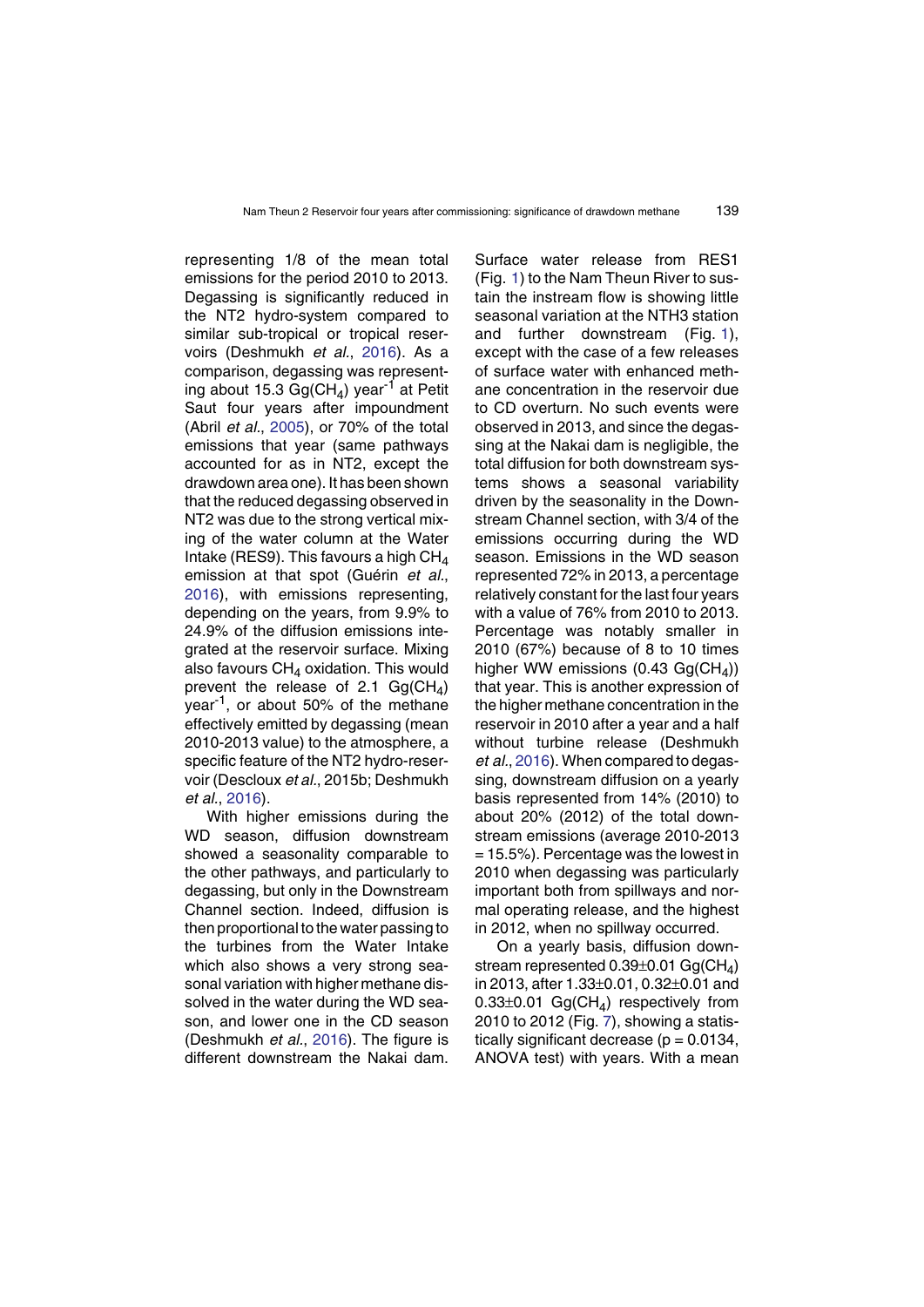representing 1/8 of the mean total emissions for the period 2010 to 2013. Degassing is significantly reduced in the NT2 hydro-system compared to similar sub-tropical or tropical reservoirs (Deshmukh *et al.*, 2016). As a comparison, degassing was representing about 15.3 Gg($CH_4$) year$^{-1}$ at Petit Saut four years after impoundment (Abril *et al.*, 2005), or 70% of the total emissions that year (same pathways accounted for as in NT2, except the drawdown area one). It has been shown that the reduced degassing observed in NT2 was due to the strong vertical mixing of the water column at the Water Intake (RES9). This favours a high $CH_4$ emission at that spot (Guérin *et al.*, 2016), with emissions representing, depending on the years, from 9.9% to 24.9% of the diffusion emissions integrated at the reservoir surface. Mixing also favours $CH_4$ oxidation. This would prevent the release of 2.1 Gg($CH_4$) year$^{-1}$, or about 50% of the methane effectively emitted by degassing (mean 2010-2013 value) to the atmosphere, a specific feature of the NT2 hydro-reservoir (Descloux *et al.*, 2015b; Deshmukh *et al.*, 2016).

With higher emissions during the WD season, diffusion downstream showed a seasonality comparable to the other pathways, and particularly to degassing, but only in the Downstream Channel section. Indeed, diffusion is then proportional to the water passing to the turbines from the Water Intake which also shows a very strong seasonal variation with higher methane dissolved in the water during the WD season, and lower one in the CD season (Deshmukh *et al.*, 2016). The figure is different downstream the Nakai dam. Surface water release from RES1 (Fig. 1) to the Nam Theun River to sustain the instream flow is showing little seasonal variation at the NTH3 station and further downstream (Fig. 1), except with the case of a few releases of surface water with enhanced methane concentration in the reservoir due to CD overturn. No such events were observed in 2013, and since the degassing at the Nakai dam is negligible, the total diffusion for both downstream systems shows a seasonal variability driven by the seasonality in the Downstream Channel section, with 3/4 of the emissions occurring during the WD season. Emissions in the WD season represented 72% in 2013, a percentage relatively constant for the last four years with a value of 76% from 2010 to 2013. Percentage was notably smaller in 2010 (67%) because of 8 to 10 times higher WW emissions (0.43 Gg($CH_4$)) that year. This is another expression of the higher methane concentration in the reservoir in 2010 after a year and a half without turbine release (Deshmukh *et al.*, 2016). When compared to degassing, downstream diffusion on a yearly basis represented from 14% (2010) to about 20% (2012) of the total downstream emissions (average 2010-2013 = 15.5%). Percentage was the lowest in 2010 when degassing was particularly important both from spillways and normal operating release, and the highest in 2012, when no spillway occurred.

On a yearly basis, diffusion downstream represented 0.39±0.01 Gg($CH_4$) in 2013, after 1.33±0.01, 0.32±0.01 and 0.33±0.01 Gg($CH_4$) respectively from 2010 to 2012 (Fig. 7), showing a statistically significant decrease ($p = 0.0134$, ANOVA test) with years. With a mean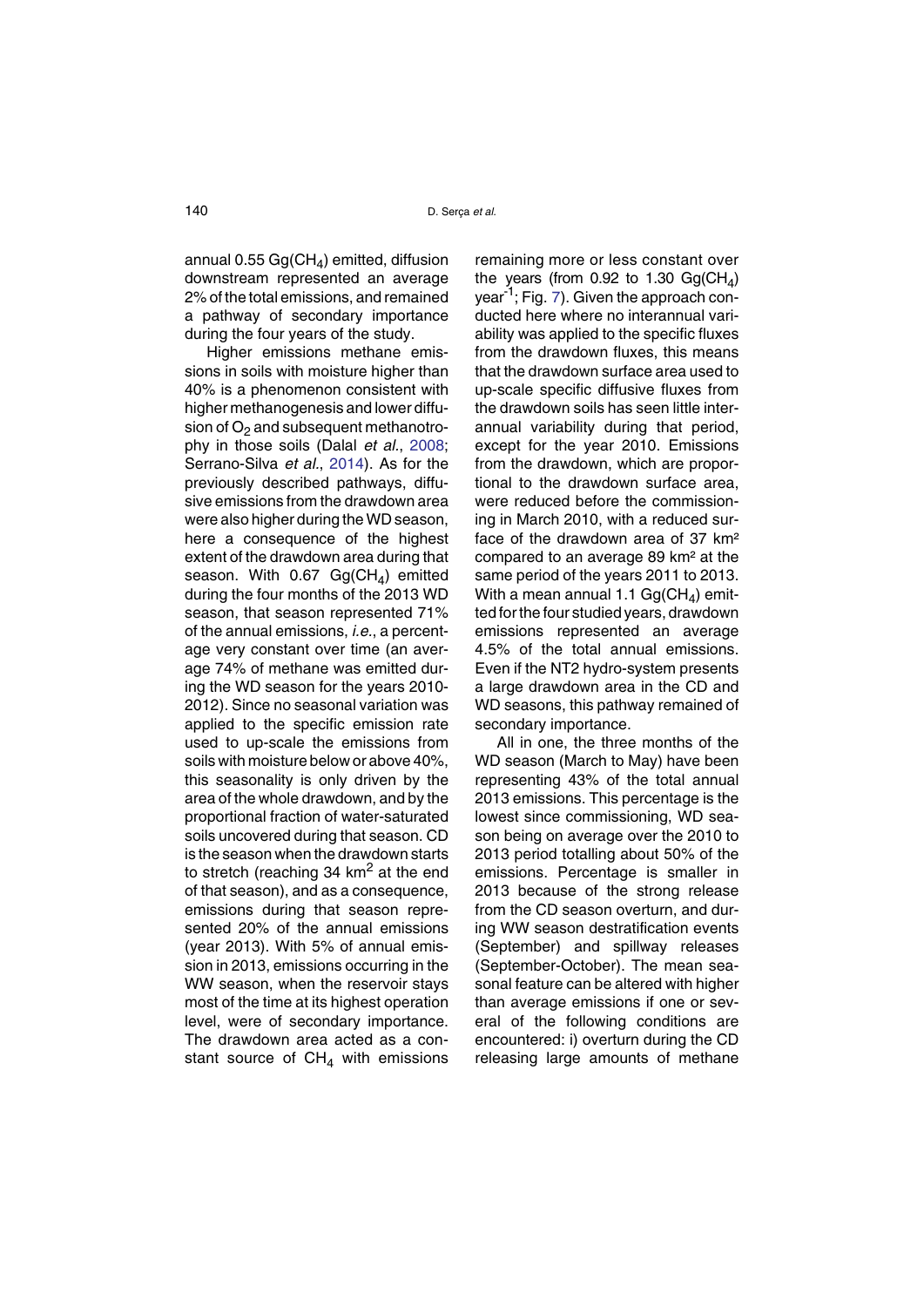annual 0.55 Gg($CH_4$) emitted, diffusion downstream represented an average 2% of the total emissions, and remained a pathway of secondary importance during the four years of the study.

Higher emissions methane emissions in soils with moisture higher than 40% is a phenomenon consistent with higher methanogenesis and lower diffusion of $O_2$ and subsequent methanotrophy in those soils (Dalal *et al.*, 2008; Serrano-Silva *et al.*, 2014). As for the previously described pathways, diffusive emissions from the drawdown area were also higher during the WD season, here a consequence of the highest extent of the drawdown area during that season. With 0.67 Gg($CH_4$) emitted during the four months of the 2013 WD season, that season represented 71% of the annual emissions, *i.e.*, a percentage very constant over time (an average 74% of methane was emitted during the WD season for the years 2010-2012). Since no seasonal variation was applied to the specific emission rate used to up-scale the emissions from soils with moisture below or above 40%, this seasonality is only driven by the area of the whole drawdown, and by the proportional fraction of water-saturated soils uncovered during that season. CD is the season when the drawdown starts to stretch (reaching 34 $km^2$ at the end of that season), and as a consequence, emissions during that season represented 20% of the annual emissions (year 2013). With 5% of annual emission in 2013, emissions occurring in the WW season, when the reservoir stays most of the time at its highest operation level, were of secondary importance. The drawdown area acted as a constant source of $CH_4$ with emissions remaining more or less constant over the years (from 0.92 to 1.30 Gg($CH_4$) year$^{-1}$; Fig. 7). Given the approach conducted here where no interannual variability was applied to the specific fluxes from the drawdown fluxes, this means that the drawdown surface area used to up-scale specific diffusive fluxes from the drawdown soils has seen little interannual variability during that period, except for the year 2010. Emissions from the drawdown, which are proportional to the drawdown surface area, were reduced before the commissioning in March 2010, with a reduced surface of the drawdown area of 37 km² compared to an average 89 km² at the same period of the years 2011 to 2013. With a mean annual 1.1 Gg($CH_4$) emitted for the four studied years, drawdown emissions represented an average 4.5% of the total annual emissions. Even if the NT2 hydro-system presents a large drawdown area in the CD and WD seasons, this pathway remained of secondary importance.

All in one, the three months of the WD season (March to May) have been representing 43% of the total annual 2013 emissions. This percentage is the lowest since commissioning, WD season being on average over the 2010 to 2013 period totalling about 50% of the emissions. Percentage is smaller in 2013 because of the strong release from the CD season overturn, and during WW season destratification events (September) and spillway releases (September-October). The mean seasonal feature can be altered with higher than average emissions if one or several of the following conditions are encountered: i) overturn during the CD releasing large amounts of methane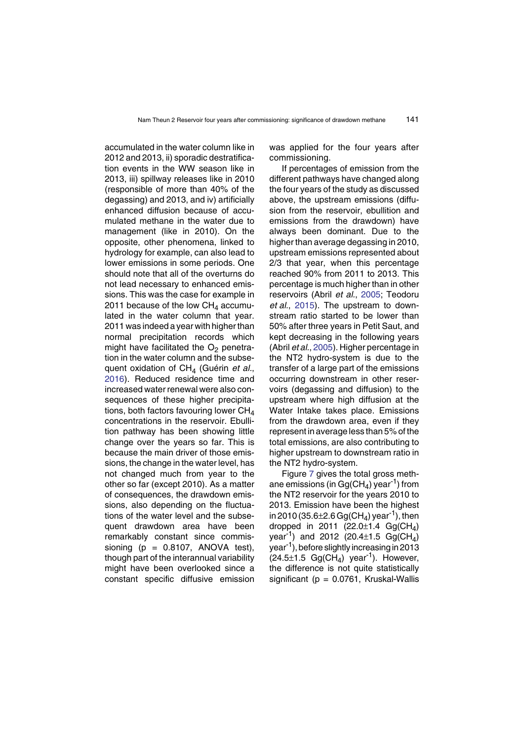accumulated in the water column like in 2012 and 2013, ii) sporadic destratification events in the WW season like in 2013, iii) spillway releases like in 2010 (responsible of more than 40% of the degassing) and 2013, and iv) artificially enhanced diffusion because of accumulated methane in the water due to management (like in 2010). On the opposite, other phenomena, linked to hydrology for example, can also lead to lower emissions in some periods. One should note that all of the overturns do not lead necessary to enhanced emissions. This was the case for example in 2011 because of the low $CH_4$ accumulated in the water column that year. 2011 was indeed a year with higher than normal precipitation records which might have facilitated the $O_2$ penetration in the water column and the subsequent oxidation of $CH_4$ (Guérin *et al.*, 2016). Reduced residence time and increased water renewal were also consequences of these higher precipitations, both factors favouring lower $CH_4$ concentrations in the reservoir. Ebullition pathway has been showing little change over the years so far. This is because the main driver of those emissions, the change in the water level, has not changed much from year to the other so far (except 2010). As a matter of consequences, the drawdown emissions, also depending on the fluctuations of the water level and the subsequent drawdown area have been remarkably constant since commissioning ($p = 0.8107$, ANOVA test), though part of the interannual variability might have been overlooked since a constant specific diffusive emission was applied for the four years after commissioning.

If percentages of emission from the different pathways have changed along the four years of the study as discussed above, the upstream emissions (diffusion from the reservoir, ebullition and emissions from the drawdown) have always been dominant. Due to the higher than average degassing in 2010, upstream emissions represented about 2/3 that year, when this percentage reached 90% from 2011 to 2013. This percentage is much higher than in other reservoirs (Abril *et al.*, 2005; Teodoru *et al.*, 2015). The upstream to downstream ratio started to be lower than 50% after three years in Petit Saut, and kept decreasing in the following years (Abril *et al.*, 2005). Higher percentage in the NT2 hydro-system is due to the transfer of a large part of the emissions occurring downstream in other reservoirs (degassing and diffusion) to the upstream where high diffusion at the Water Intake takes place. Emissions from the drawdown area, even if they represent in average less than 5% of the total emissions, are also contributing to higher upstream to downstream ratio in the NT2 hydro-system.

Figure 7 gives the total gross methane emissions (in $Gg(CH_4)\ year^{-1}$) from the NT2 reservoir for the years 2010 to 2013. Emission have been the highest in 2010 ($35.6 \pm 2.6\ Gg(CH_4)\ year^{-1}$), then dropped in 2011 ($22.0 \pm 1.4\ Gg(CH_4)\ year^{-1}$) and 2012 ($20.4 \pm 1.5\ Gg(CH_4)\ year^{-1}$), before slightly increasing in 2013 ($24.5 \pm 1.5\ Gg(CH_4)\ year^{-1}$). However, the difference is not quite statistically significant ($p = 0.0761$, Kruskal-Wallis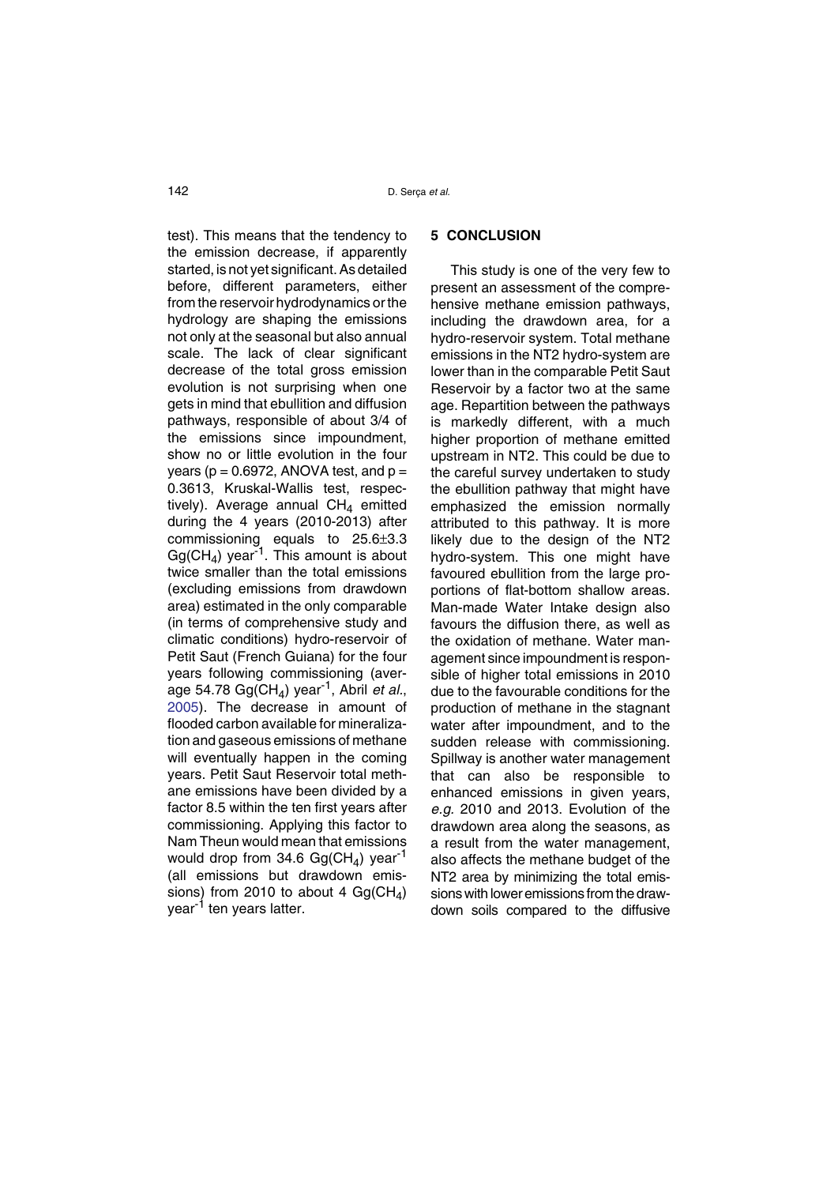test). This means that the tendency to the emission decrease, if apparently started, is not yet significant. As detailed before, different parameters, either from the reservoir hydrodynamics or the hydrology are shaping the emissions not only at the seasonal but also annual scale. The lack of clear significant decrease of the total gross emission evolution is not surprising when one gets in mind that ebullition and diffusion pathways, responsible of about 3/4 of the emissions since impoundment, show no or little evolution in the four years ($p = 0.6972$, ANOVA test, and $p = 0.3613$, Kruskal-Wallis test, respectively). Average annual $CH_4$ emitted during the 4 years (2010-2013) after commissioning equals to 25.6±3.3 $Gg(CH_4)$ $year^{-1}$. This amount is about twice smaller than the total emissions (excluding emissions from drawdown area) estimated in the only comparable (in terms of comprehensive study and climatic conditions) hydro-reservoir of Petit Saut (French Guiana) for the four years following commissioning (average 54.78 $Gg(CH_4)$ $year^{-1}$, Abril *et al.*, 2005). The decrease in amount of flooded carbon available for mineralization and gaseous emissions of methane will eventually happen in the coming years. Petit Saut Reservoir total methane emissions have been divided by a factor 8.5 within the ten first years after commissioning. Applying this factor to Nam Theun would mean that emissions would drop from 34.6 $Gg(CH_4)$ $year^{-1}$ (all emissions but drawdown emissions) from 2010 to about 4 $Gg(CH_4)$ $year^{-1}$ ten years latter.

## 5 CONCLUSION

This study is one of the very few to present an assessment of the comprehensive methane emission pathways, including the drawdown area, for a hydro-reservoir system. Total methane emissions in the NT2 hydro-system are lower than in the comparable Petit Saut Reservoir by a factor two at the same age. Repartition between the pathways is markedly different, with a much higher proportion of methane emitted upstream in NT2. This could be due to the careful survey undertaken to study the ebullition pathway that might have emphasized the emission normally attributed to this pathway. It is more likely due to the design of the NT2 hydro-system. This one might have favoured ebullition from the large proportions of flat-bottom shallow areas. Man-made Water Intake design also favours the diffusion there, as well as the oxidation of methane. Water management since impoundment is responsible of higher total emissions in 2010 due to the favourable conditions for the production of methane in the stagnant water after impoundment, and to the sudden release with commissioning. Spillway is another water management that can also be responsible to enhanced emissions in given years, *e.g.* 2010 and 2013. Evolution of the drawdown area along the seasons, as a result from the water management, also affects the methane budget of the NT2 area by minimizing the total emissions with lower emissions from the drawdown soils compared to the diffusive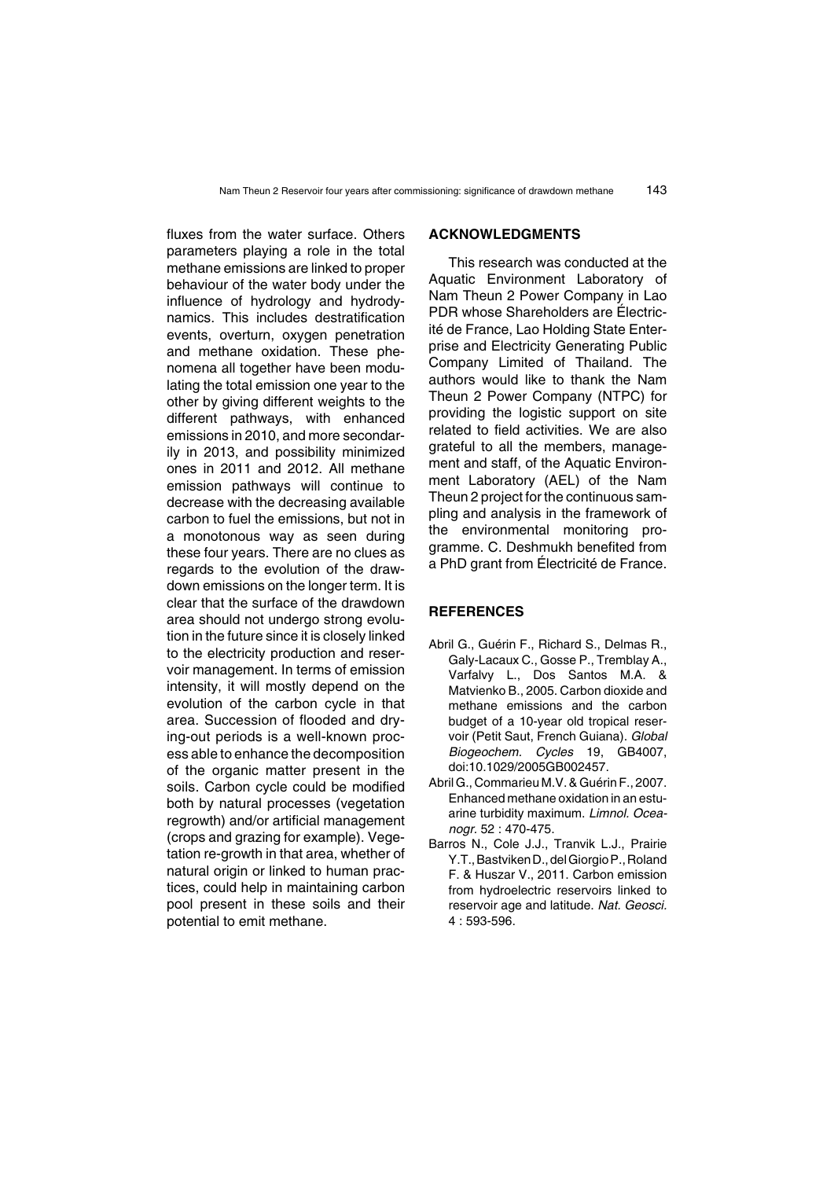fluxes from the water surface. Others parameters playing a role in the total methane emissions are linked to proper behaviour of the water body under the influence of hydrology and hydrodynamics. This includes destratification events, overturn, oxygen penetration and methane oxidation. These phenomena all together have been modulating the total emission one year to the other by giving different weights to the different pathways, with enhanced emissions in 2010, and more secondarily in 2013, and possibility minimized ones in 2011 and 2012. All methane emission pathways will continue to decrease with the decreasing available carbon to fuel the emissions, but not in a monotonous way as seen during these four years. There are no clues as regards to the evolution of the drawdown emissions on the longer term. It is clear that the surface of the drawdown area should not undergo strong evolution in the future since it is closely linked to the electricity production and reservoir management. In terms of emission intensity, it will mostly depend on the evolution of the carbon cycle in that area. Succession of flooded and drying-out periods is a well-known process able to enhance the decomposition of the organic matter present in the soils. Carbon cycle could be modified both by natural processes (vegetation regrowth) and/or artificial management (crops and grazing for example). Vegetation re-growth in that area, whether of natural origin or linked to human practices, could help in maintaining carbon pool present in these soils and their potential to emit methane.

## ACKNOWLEDGMENTS

This research was conducted at the Aquatic Environment Laboratory of Nam Theun 2 Power Company in Lao PDR whose Shareholders are Électricité de France, Lao Holding State Enterprise and Electricity Generating Public Company Limited of Thailand. The authors would like to thank the Nam Theun 2 Power Company (NTPC) for providing the logistic support on site related to field activities. We are also grateful to all the members, management and staff, of the Aquatic Environment Laboratory (AEL) of the Nam Theun 2 project for the continuous sampling and analysis in the framework of the environmental monitoring programme. C. Deshmukh benefited from a PhD grant from Électricité de France.

## REFERENCES

Abril G., Guérin F., Richard S., Delmas R., Galy-Lacaux C., Gosse P., Tremblay A., Varfalvy L., Dos Santos M.A. & Matvienko B., 2005. Carbon dioxide and methane emissions and the carbon budget of a 10-year old tropical reservoir (Petit Saut, French Guiana). *Global Biogeochem. Cycles* 19, GB4007, doi:10.1029/2005GB002457.

Abril G., Commarieu M.V. & Guérin F., 2007. Enhanced methane oxidation in an estuarine turbidity maximum. *Limnol. Oceanogr.* 52 : 470-475.

Barros N., Cole J.J., Tranvik L.J., Prairie Y.T., Bastviken D., del Giorgio P., Roland F. & Huszar V., 2011. Carbon emission from hydroelectric reservoirs linked to reservoir age and latitude. *Nat. Geosci.* 4 : 593-596.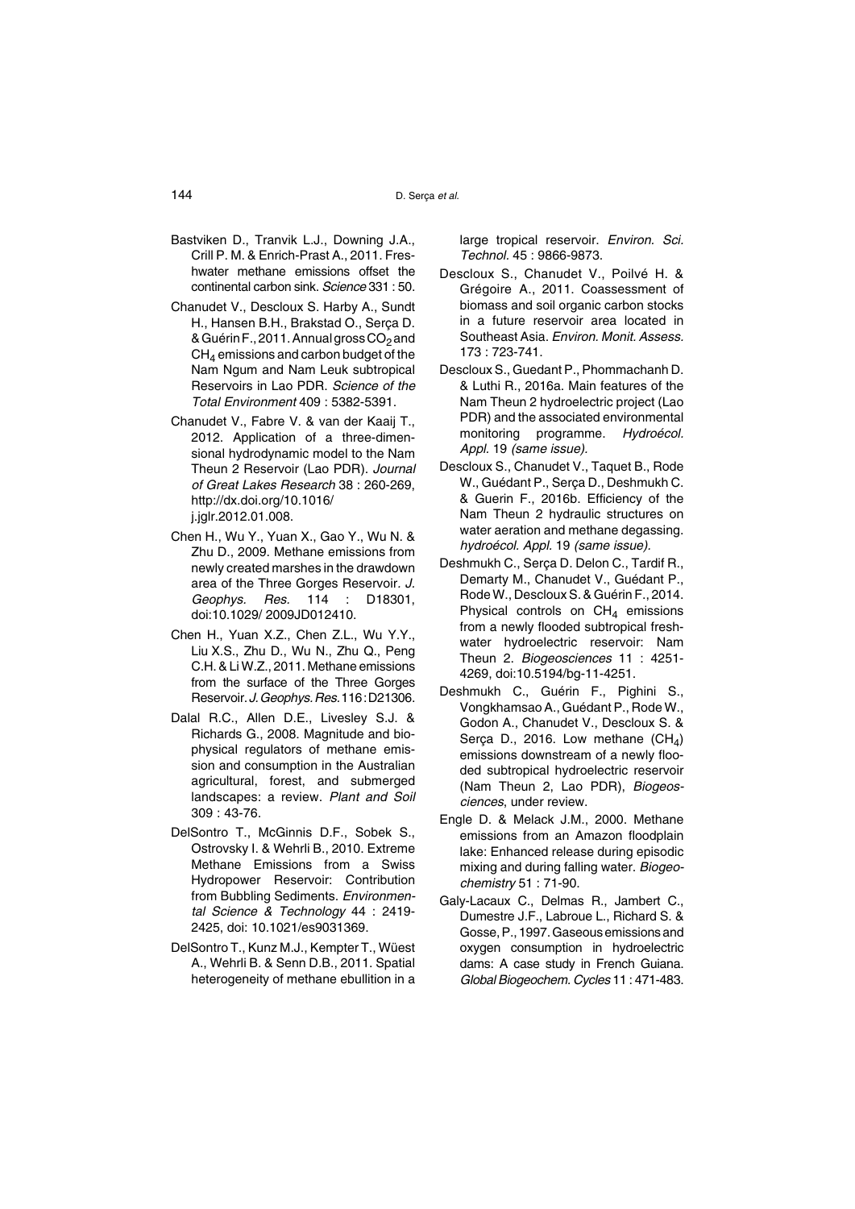Bastviken D., Tranvik L.J., Downing J.A., Crill P. M. & Enrich-Prast A., 2011. Freshwater methane emissions offset the continental carbon sink. *Science* 331 : 50.

Chanudet V., Descloux S. Harby A., Sundt H., Hansen B.H., Brakstad O., Serça D. & Guérin F., 2011. Annual gross $CO_2$ and $CH_4$ emissions and carbon budget of the Nam Ngum and Nam Leuk subtropical Reservoirs in Lao PDR. *Science of the Total Environment* 409 : 5382-5391.

Chanudet V., Fabre V. & van der Kaaij T., 2012. Application of a three-dimensional hydrodynamic model to the Nam Theun 2 Reservoir (Lao PDR). *Journal of Great Lakes Research* 38 : 260-269, http://dx.doi.org/10.1016/j.jglr.2012.01.008.

Chen H., Wu Y., Yuan X., Gao Y., Wu N. & Zhu D., 2009. Methane emissions from newly created marshes in the drawdown area of the Three Gorges Reservoir. *J. Geophys. Res.* 114 : D18301, doi:10.1029/ 2009JD012410.

Chen H., Yuan X.Z., Chen Z.L., Wu Y.Y., Liu X.S., Zhu D., Wu N., Zhu Q., Peng C.H. & Li W.Z., 2011. Methane emissions from the surface of the Three Gorges Reservoir. *J. Geophys. Res.* 116 : D21306.

Dalal R.C., Allen D.E., Livesley S.J. & Richards G., 2008. Magnitude and biophysical regulators of methane emission and consumption in the Australian agricultural, forest, and submerged landscapes: a review. *Plant and Soil* 309 : 43-76.

DelSontro T., McGinnis D.F., Sobek S., Ostrovsky I. & Wehrli B., 2010. Extreme Methane Emissions from a Swiss Hydropower Reservoir: Contribution from Bubbling Sediments. *Environmental Science & Technology* 44 : 2419-2425, doi: 10.1021/es9031369.

DelSontro T., Kunz M.J., Kempter T., Wüest A., Wehrli B. & Senn D.B., 2011. Spatial heterogeneity of methane ebullition in a large tropical reservoir. *Environ. Sci. Technol.* 45 : 9866-9873.

Descloux S., Chanudet V., Poilvé H. & Grégoire A., 2011. Coassessment of biomass and soil organic carbon stocks in a future reservoir area located in Southeast Asia. *Environ. Monit. Assess.* 173 : 723-741.

Descloux S., Guedant P., Phommachanh D. & Luthi R., 2016a. Main features of the Nam Theun 2 hydroelectric project (Lao PDR) and the associated environmental monitoring programme. *Hydroécol. Appl.* 19 *(same issue).*

Descloux S., Chanudet V., Taquet B., Rode W., Guédant P., Serça D., Deshmukh C. & Guerin F., 2016b. Efficiency of the Nam Theun 2 hydraulic structures on water aeration and methane degassing. *hydroécol. Appl.* 19 *(same issue).*

Deshmukh C., Serça D. Delon C., Tardif R., Demarty M., Chanudet V., Guédant P., Rode W., Descloux S. & Guérin F., 2014. Physical controls on $CH_4$ emissions from a newly flooded subtropical freshwater hydroelectric reservoir: Nam Theun 2. *Biogeosciences* 11 : 4251-4269, doi:10.5194/bg-11-4251.

Deshmukh C., Guérin F., Pighini S., Vongkhamsao A., Guédant P., Rode W., Godon A., Chanudet V., Descloux S. & Serça D., 2016. Low methane ($CH_4$) emissions downstream of a newly flooded subtropical hydroelectric reservoir (Nam Theun 2, Lao PDR), *Biogeosciences*, under review.

Engle D. & Melack J.M., 2000. Methane emissions from an Amazon floodplain lake: Enhanced release during episodic mixing and during falling water. *Biogeochemistry* 51 : 71-90.

Galy-Lacaux C., Delmas R., Jambert C., Dumestre J.F., Labroue L., Richard S. & Gosse, P., 1997. Gaseous emissions and oxygen consumption in hydroelectric dams: A case study in French Guiana. *Global Biogeochem. Cycles* 11 : 471-483.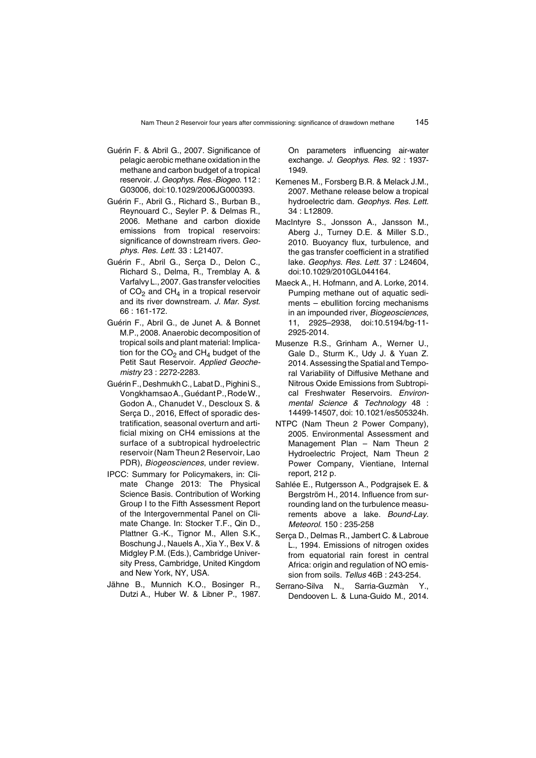Guérin F. & Abril G., 2007. Significance of pelagic aerobic methane oxidation in the methane and carbon budget of a tropical reservoir. *J. Geophys. Res.-Biogeo.* 112 : G03006, doi:10.1029/2006JG000393.

Guérin F., Abril G., Richard S., Burban B., Reynouard C., Seyler P. & Delmas R., 2006. Methane and carbon dioxide emissions from tropical reservoirs: significance of downstream rivers. *Geophys. Res. Lett.* 33 : L21407.

Guérin F., Abril G., Serça D., Delon C., Richard S., Delma, R., Tremblay A. & Varfalvy L., 2007. Gas transfer velocities of $CO_2$ and $CH_4$ in a tropical reservoir and its river downstream. *J. Mar. Syst.* 66 : 161-172.

Guérin F., Abril G., de Junet A. & Bonnet M.P., 2008. Anaerobic decomposition of tropical soils and plant material: Implication for the $CO_2$ and $CH_4$ budget of the Petit Saut Reservoir. *Applied Geochemistry* 23 : 2272-2283.

Guérin F., Deshmukh C., Labat D., Pighini S., Vongkhamsao A., Guédant P., Rode W., Godon A., Chanudet V., Descloux S. & Serça D., 2016, Effect of sporadic destratification, seasonal overturn and artificial mixing on CH4 emissions at the surface of a subtropical hydroelectric reservoir (Nam Theun 2 Reservoir, Lao PDR), *Biogeosciences*, under review.

IPCC: Summary for Policymakers, in: Climate Change 2013: The Physical Science Basis. Contribution of Working Group I to the Fifth Assessment Report of the Intergovernmental Panel on Climate Change. In: Stocker T.F., Qin D., Plattner G.-K., Tignor M., Allen S.K., Boschung J., Nauels A., Xia Y., Bex V. & Midgley P.M. (Eds.), Cambridge University Press, Cambridge, United Kingdom and New York, NY, USA.

Jähne B., Munnich K.O., Bosinger R., Dutzi A., Huber W. & Libner P., 1987. On parameters influencing air-water exchange. *J. Geophys. Res.* 92 : 1937-1949.

Kemenes M., Forsberg B.R. & Melack J.M., 2007. Methane release below a tropical hydroelectric dam. *Geophys. Res. Lett.* 34 : L12809.

MacIntyre S., Jonsson A., Jansson M., Aberg J., Turney D.E. & Miller S.D., 2010. Buoyancy flux, turbulence, and the gas transfer coefficient in a stratified lake. *Geophys. Res. Lett.* 37 : L24604, doi:10.1029/2010GL044164.

Maeck A., H. Hofmann, and A. Lorke, 2014. Pumping methane out of aquatic sediments – ebullition forcing mechanisms in an impounded river, *Biogeosciences*, 11, 2925–2938, doi:10.5194/bg-11-2925-2014.

Musenze R.S., Grinham A., Werner U., Gale D., Sturm K., Udy J. & Yuan Z. 2014. Assessing the Spatial and Temporal Variability of Diffusive Methane and Nitrous Oxide Emissions from Subtropical Freshwater Reservoirs. *Environmental Science & Technology* 48 : 14499-14507, doi: 10.1021/es505324h.

NTPC (Nam Theun 2 Power Company), 2005. Environmental Assessment and Management Plan – Nam Theun 2 Hydroelectric Project, Nam Theun 2 Power Company, Vientiane, Internal report, 212 p.

Sahlée E., Rutgersson A., Podgrajsek E. & Bergström H., 2014. Influence from surrounding land on the turbulence measurements above a lake. *Bound-Lay. Meteorol.* 150 : 235-258

Serça D., Delmas R., Jambert C. & Labroue L., 1994. Emissions of nitrogen oxides from equatorial rain forest in central Africa: origin and regulation of NO emission from soils. *Tellus* 46B : 243-254.

Serrano-Silva N., Sarria-Guzmàn Y., Dendooven L. & Luna-Guido M., 2014.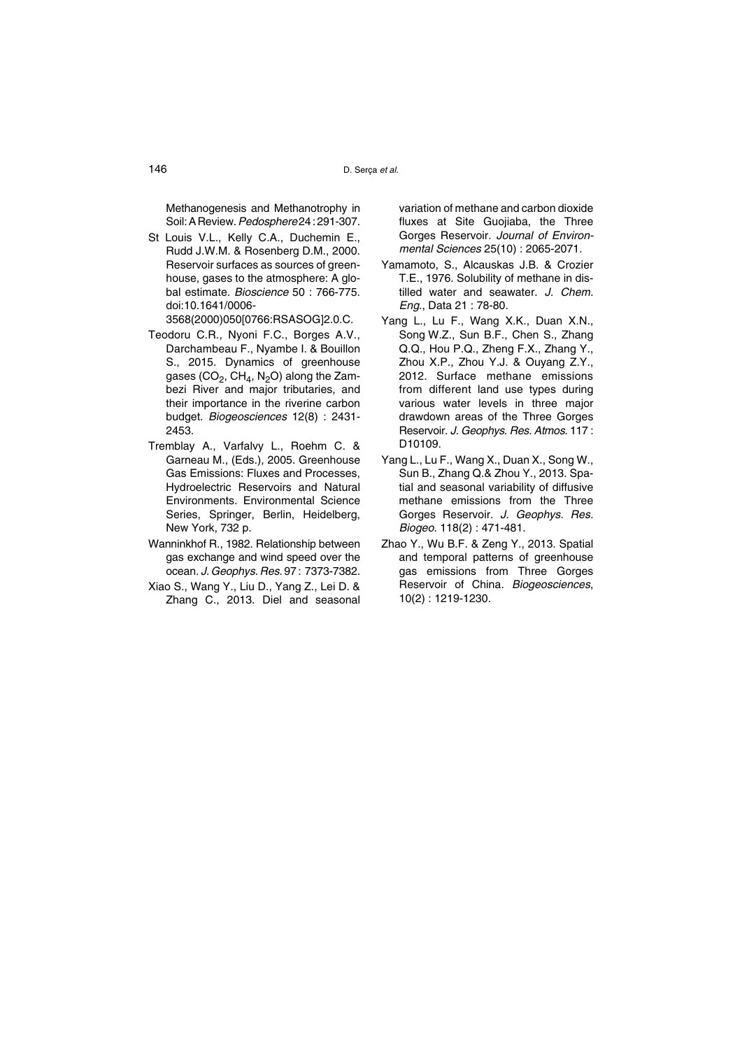Methanogenesis and Methanotrophy in Soil: A Review. *Pedosphere* 24 : 291-307.

St Louis V.L., Kelly C.A., Duchemin E., Rudd J.W.M. & Rosenberg D.M., 2000. Reservoir surfaces as sources of greenhouse, gases to the atmosphere: A global estimate. *Bioscience* 50 : 766-775. doi:10.1641/0006-3568(2000)050[0766:RSASOG]2.0.C.

Teodoru C.R., Nyoni F.C., Borges A.V., Darchambeau F., Nyambe I. & Bouillon S., 2015. Dynamics of greenhouse gases ($CO_2$, $CH_4$, $N_2O$) along the Zambezi River and major tributaries, and their importance in the riverine carbon budget. *Biogeosciences* 12(8) : 2431-2453.

Tremblay A., Varfalvy L., Roehm C. & Garneau M., (Eds.), 2005. Greenhouse Gas Emissions: Fluxes and Processes, Hydroelectric Reservoirs and Natural Environments. Environmental Science Series, Springer, Berlin, Heidelberg, New York, 732 p.

Wanninkhof R., 1982. Relationship between gas exchange and wind speed over the ocean. *J. Geophys. Res.* 97 : 7373-7382.

Xiao S., Wang Y., Liu D., Yang Z., Lei D. & Zhang C., 2013. Diel and seasonal variation of methane and carbon dioxide fluxes at Site Guojiaba, the Three Gorges Reservoir. *Journal of Environmental Sciences* 25(10) : 2065-2071.

Yamamoto, S., Alcauskas J.B. & Crozier T.E., 1976. Solubility of methane in distilled water and seawater. *J. Chem. Eng.*, Data 21 : 78-80.

Yang L., Lu F., Wang X.K., Duan X.N., Song W.Z., Sun B.F., Chen S., Zhang Q.Q., Hou P.Q., Zheng F.X., Zhang Y., Zhou X.P., Zhou Y.J. & Ouyang Z.Y., 2012. Surface methane emissions from different land use types during various water levels in three major drawdown areas of the Three Gorges Reservoir. *J. Geophys. Res. Atmos.* 117 : D10109.

Yang L., Lu F., Wang X., Duan X., Song W., Sun B., Zhang Q.& Zhou Y., 2013. Spatial and seasonal variability of diffusive methane emissions from the Three Gorges Reservoir. *J. Geophys. Res. Biogeo.* 118(2) : 471-481.

Zhao Y., Wu B.F. & Zeng Y., 2013. Spatial and temporal patterns of greenhouse gas emissions from Three Gorges Reservoir of China. *Biogeosciences*, 10(2) : 1219-1230.